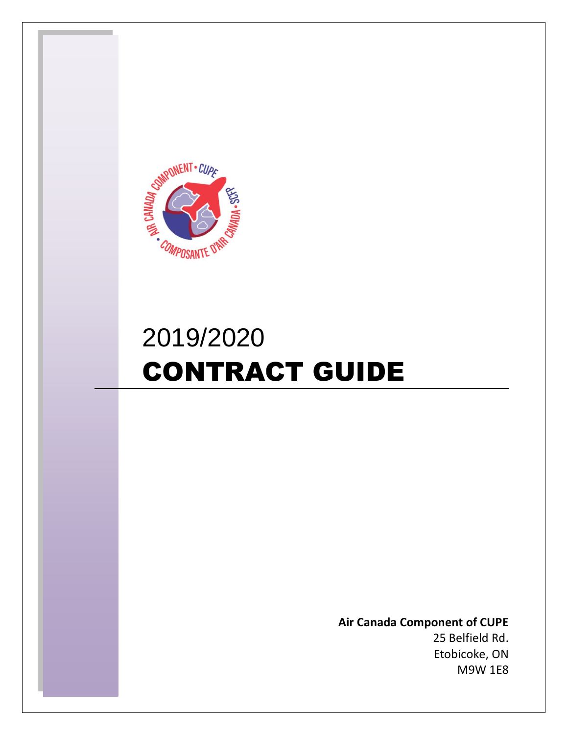# 2019/2020 CONTRACT GUIDE

**Air Canada Component of CUPE**
25 Belfield Rd.
Etobicoke, ON
M9W 1E8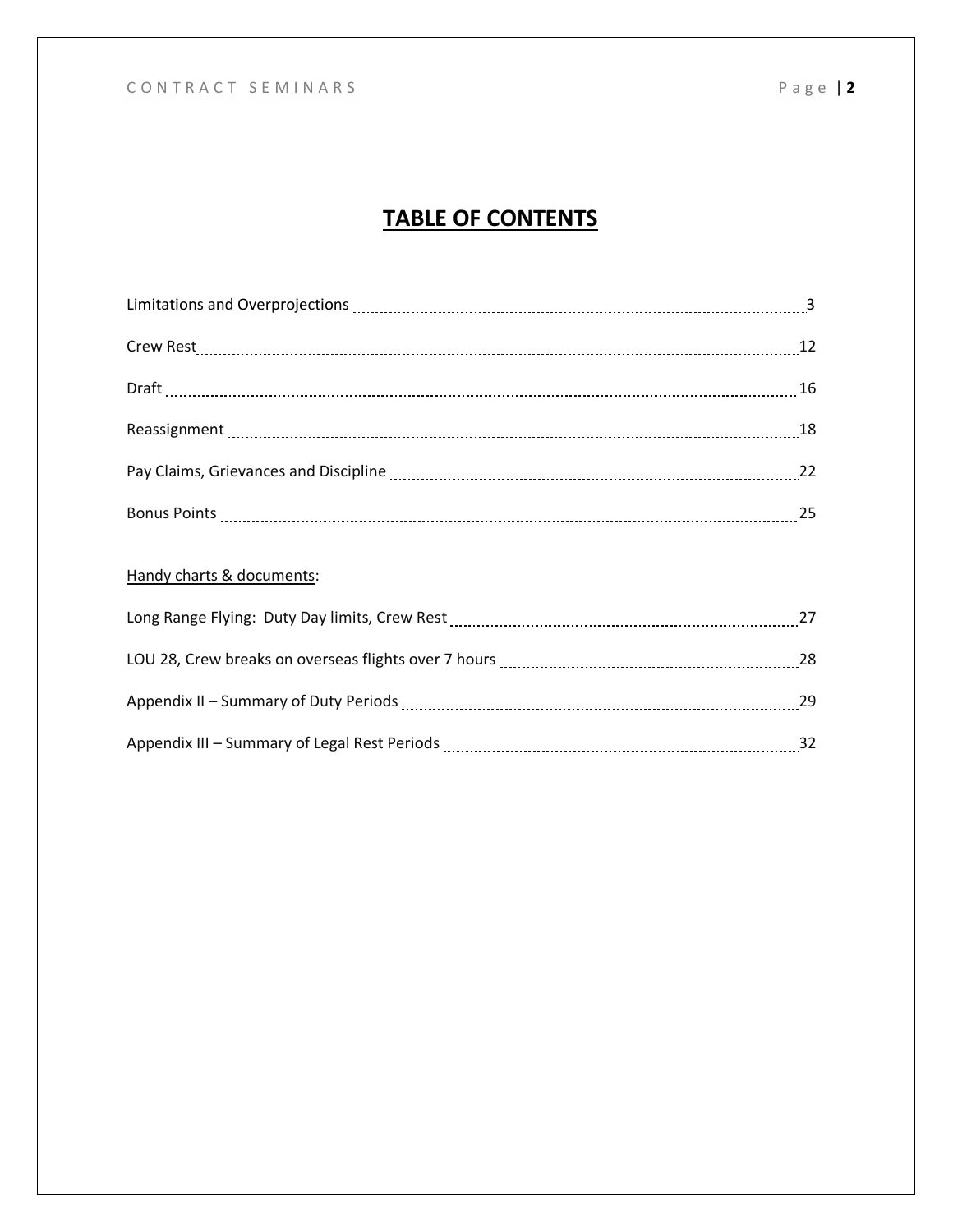# TABLE OF CONTENTS

| | |
|---|---|
| Limitations and Overprojections | 3 |
| Crew Rest | 12 |
| Draft | 16 |
| Reassignment | 18 |
| Pay Claims, Grievances and Discipline | 22 |
| Bonus Points | 25 |

Handy charts & documents:

| | |
|---|---|
| Long Range Flying: Duty Day limits, Crew Rest | 27 |
| LOU 28, Crew breaks on overseas flights over 7 hours | 28 |
| Appendix II – Summary of Duty Periods | 29 |
| Appendix III – Summary of Legal Rest Periods | 32 |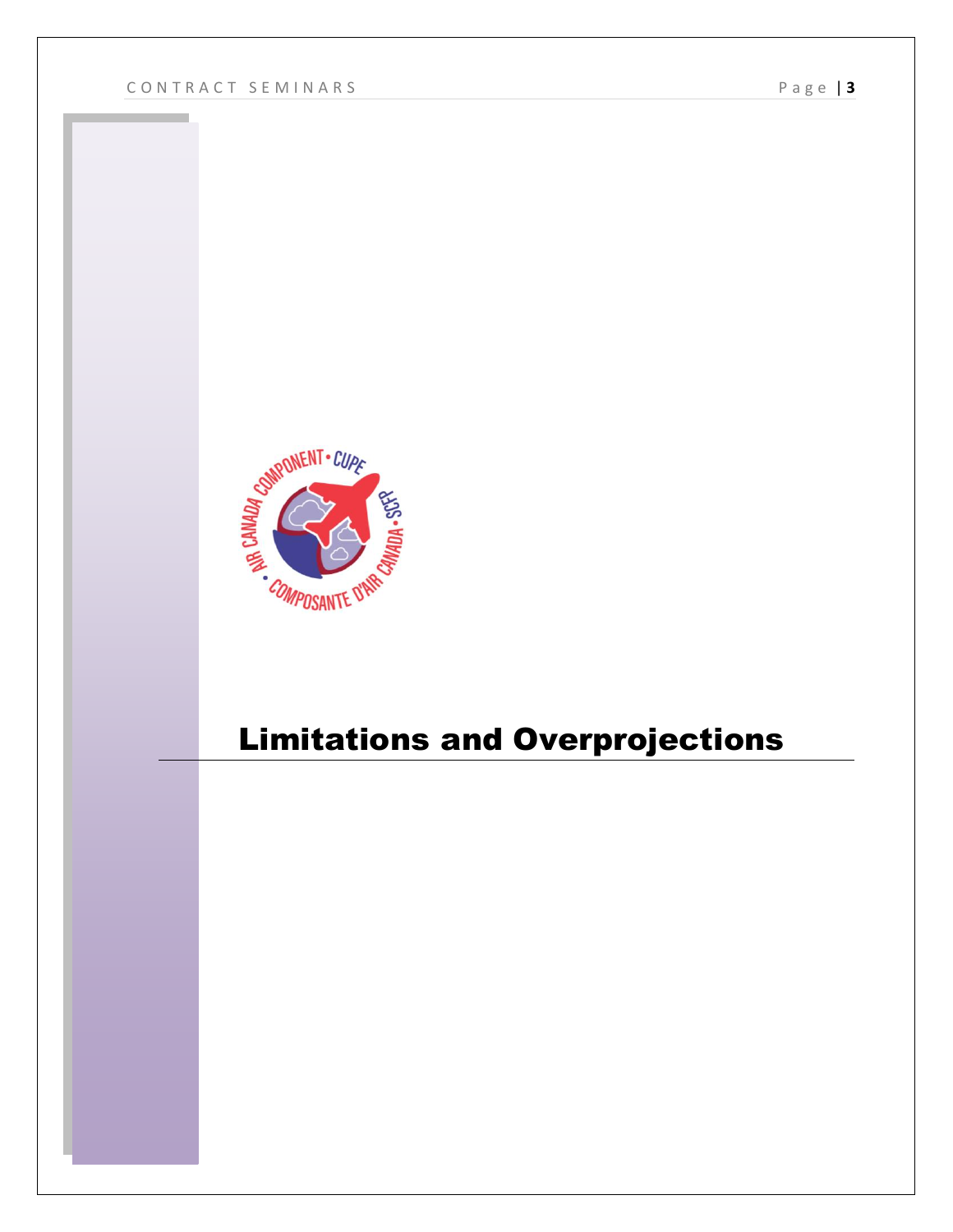# Limitations and Overprojections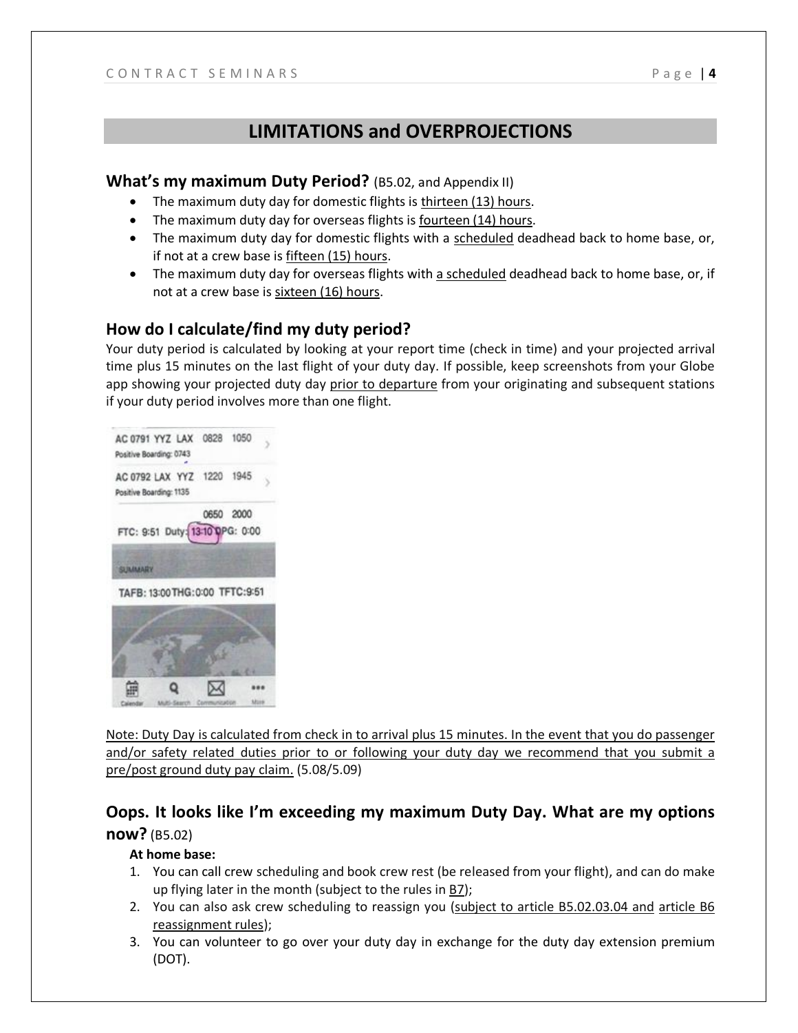## LIMITATIONS and OVERPROJECTIONS

### What's my maximum Duty Period? (B5.02, and Appendix II)

- The maximum duty day for domestic flights is thirteen (13) hours.
- The maximum duty day for overseas flights is fourteen (14) hours.
- The maximum duty day for domestic flights with a scheduled deadhead back to home base, or, if not at a crew base is fifteen (15) hours.
- The maximum duty day for overseas flights with a scheduled deadhead back to home base, or, if not at a crew base is sixteen (16) hours.

### How do I calculate/find my duty period?

Your duty period is calculated by looking at your report time (check in time) and your projected arrival time plus 15 minutes on the last flight of your duty day. If possible, keep screenshots from your Globe app showing your projected duty day prior to departure from your originating and subsequent stations if your duty period involves more than one flight.

```
AC 0791 YYZ LAX   0828  1050
Positive Boarding: 0743
AC 0792 LAX YYZ   1220  1945
Positive Boarding: 1135
                  0650  2000
FTC: 9:51  Duty: 13:10  DPG: 0:00
SUMMARY
TAFB: 13:00 THG: 0:00  TFTC: 9:51
```

Note: Duty Day is calculated from check in to arrival plus 15 minutes. In the event that you do passenger and/or safety related duties prior to or following your duty day we recommend that you submit a pre/post ground duty pay claim. (5.08/5.09)

### Oops. It looks like I'm exceeding my maximum Duty Day. What are my options now? (B5.02)

**At home base:**

1. You can call crew scheduling and book crew rest (be released from your flight), and can do make up flying later in the month (subject to the rules in B7);
2. You can also ask crew scheduling to reassign you (subject to article B5.02.03.04 and article B6 reassignment rules);
3. You can volunteer to go over your duty day in exchange for the duty day extension premium (DOT).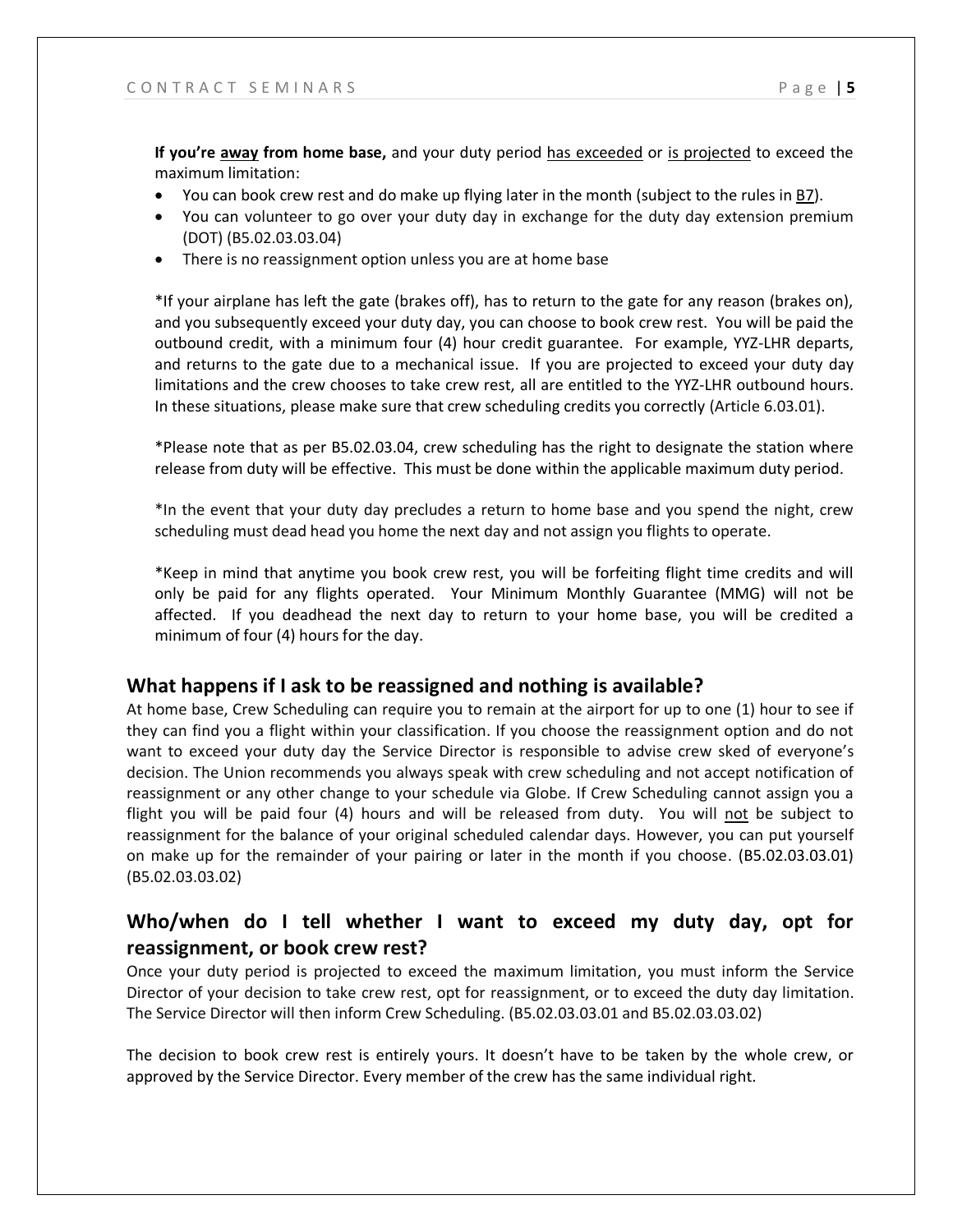**If you're away from home base,** and your duty period has exceeded or is projected to exceed the maximum limitation:

- You can book crew rest and do make up flying later in the month (subject to the rules in B7).
- You can volunteer to go over your duty day in exchange for the duty day extension premium (DOT) (B5.02.03.03.04)
- There is no reassignment option unless you are at home base

*If your airplane has left the gate (brakes off), has to return to the gate for any reason (brakes on), and you subsequently exceed your duty day, you can choose to book crew rest. You will be paid the outbound credit, with a minimum four (4) hour credit guarantee. For example, YYZ-LHR departs, and returns to the gate due to a mechanical issue. If you are projected to exceed your duty day limitations and the crew chooses to take crew rest, all are entitled to the YYZ-LHR outbound hours. In these situations, please make sure that crew scheduling credits you correctly (Article 6.03.01).

*Please note that as per B5.02.03.04, crew scheduling has the right to designate the station where release from duty will be effective. This must be done within the applicable maximum duty period.

*In the event that your duty day precludes a return to home base and you spend the night, crew scheduling must dead head you home the next day and not assign you flights to operate.

*Keep in mind that anytime you book crew rest, you will be forfeiting flight time credits and will only be paid for any flights operated. Your Minimum Monthly Guarantee (MMG) will not be affected. If you deadhead the next day to return to your home base, you will be credited a minimum of four (4) hours for the day.

## What happens if I ask to be reassigned and nothing is available?

At home base, Crew Scheduling can require you to remain at the airport for up to one (1) hour to see if they can find you a flight within your classification. If you choose the reassignment option and do not want to exceed your duty day the Service Director is responsible to advise crew sked of everyone's decision. The Union recommends you always speak with crew scheduling and not accept notification of reassignment or any other change to your schedule via Globe. If Crew Scheduling cannot assign you a flight you will be paid four (4) hours and will be released from duty. You will not be subject to reassignment for the balance of your original scheduled calendar days. However, you can put yourself on make up for the remainder of your pairing or later in the month if you choose. (B5.02.03.03.01) (B5.02.03.03.02)

## Who/when do I tell whether I want to exceed my duty day, opt for reassignment, or book crew rest?

Once your duty period is projected to exceed the maximum limitation, you must inform the Service Director of your decision to take crew rest, opt for reassignment, or to exceed the duty day limitation. The Service Director will then inform Crew Scheduling. (B5.02.03.03.01 and B5.02.03.03.02)

The decision to book crew rest is entirely yours. It doesn't have to be taken by the whole crew, or approved by the Service Director. Every member of the crew has the same individual right.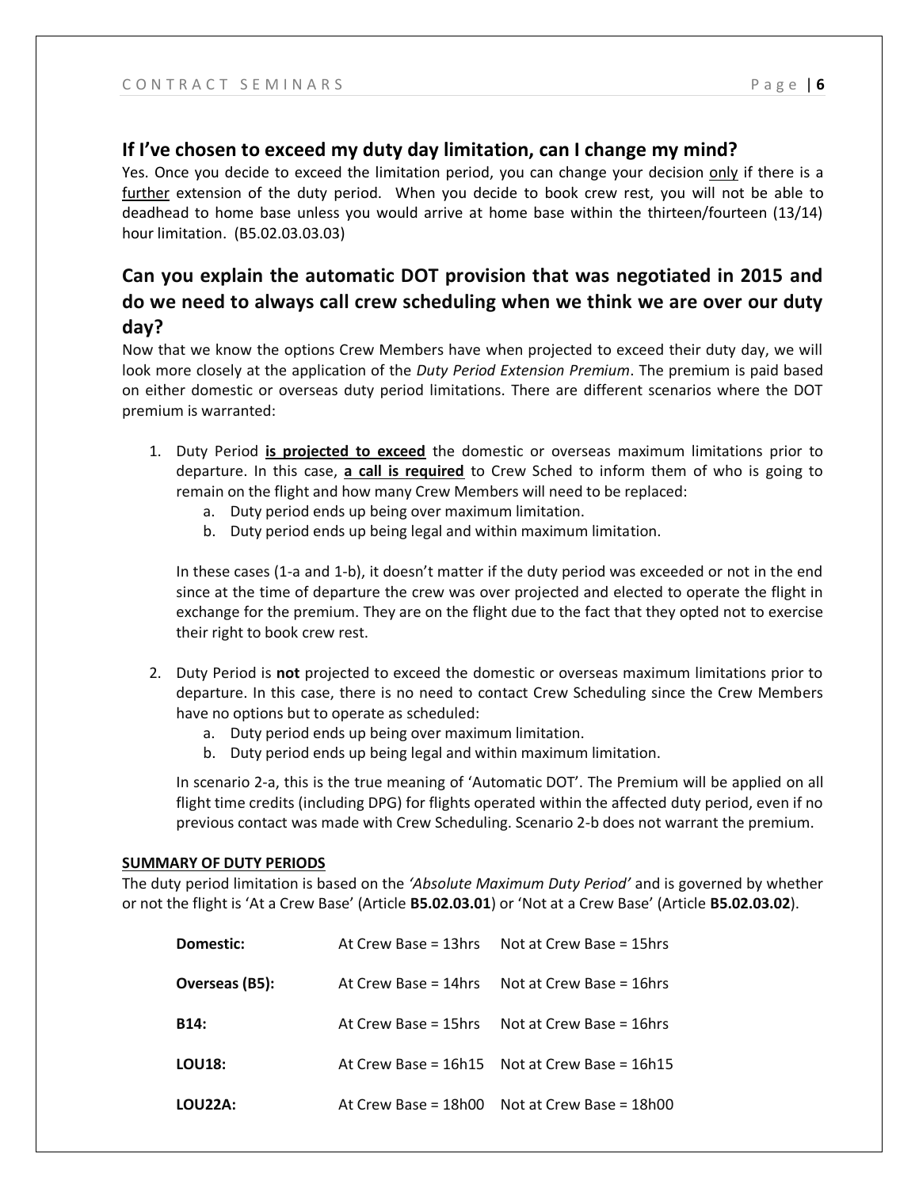## If I've chosen to exceed my duty day limitation, can I change my mind?

Yes. Once you decide to exceed the limitation period, you can change your decision <u>only</u> if there is a <u>further</u> extension of the duty period. When you decide to book crew rest, you will not be able to deadhead to home base unless you would arrive at home base within the thirteen/fourteen (13/14) hour limitation. (B5.02.03.03.03)

## Can you explain the automatic DOT provision that was negotiated in 2015 and do we need to always call crew scheduling when we think we are over our duty day?

Now that we know the options Crew Members have when projected to exceed their duty day, we will look more closely at the application of the *Duty Period Extension Premium*. The premium is paid based on either domestic or overseas duty period limitations. There are different scenarios where the DOT premium is warranted:

1. Duty Period **<u>is projected to exceed</u>** the domestic or overseas maximum limitations prior to departure. In this case, **<u>a call is required</u>** to Crew Sched to inform them of who is going to remain on the flight and how many Crew Members will need to be replaced:
   a. Duty period ends up being over maximum limitation.
   b. Duty period ends up being legal and within maximum limitation.

   In these cases (1-a and 1-b), it doesn't matter if the duty period was exceeded or not in the end since at the time of departure the crew was over projected and elected to operate the flight in exchange for the premium. They are on the flight due to the fact that they opted not to exercise their right to book crew rest.

2. Duty Period is **not** projected to exceed the domestic or overseas maximum limitations prior to departure. In this case, there is no need to contact Crew Scheduling since the Crew Members have no options but to operate as scheduled:
   a. Duty period ends up being over maximum limitation.
   b. Duty period ends up being legal and within maximum limitation.

   In scenario 2-a, this is the true meaning of 'Automatic DOT'. The Premium will be applied on all flight time credits (including DPG) for flights operated within the affected duty period, even if no previous contact was made with Crew Scheduling. Scenario 2-b does not warrant the premium.

**<u>SUMMARY OF DUTY PERIODS</u>**

The duty period limitation is based on the *'Absolute Maximum Duty Period'* and is governed by whether or not the flight is 'At a Crew Base' (Article **B5.02.03.01**) or 'Not at a Crew Base' (Article **B5.02.03.02**).

| | | |
|---|---|---|
| **Domestic:** | At Crew Base = 13hrs | Not at Crew Base = 15hrs |
| **Overseas (B5):** | At Crew Base = 14hrs | Not at Crew Base = 16hrs |
| **B14:** | At Crew Base = 15hrs | Not at Crew Base = 16hrs |
| **LOU18:** | At Crew Base = 16h15 | Not at Crew Base = 16h15 |
| **LOU22A:** | At Crew Base = 18h00 | Not at Crew Base = 18h00 |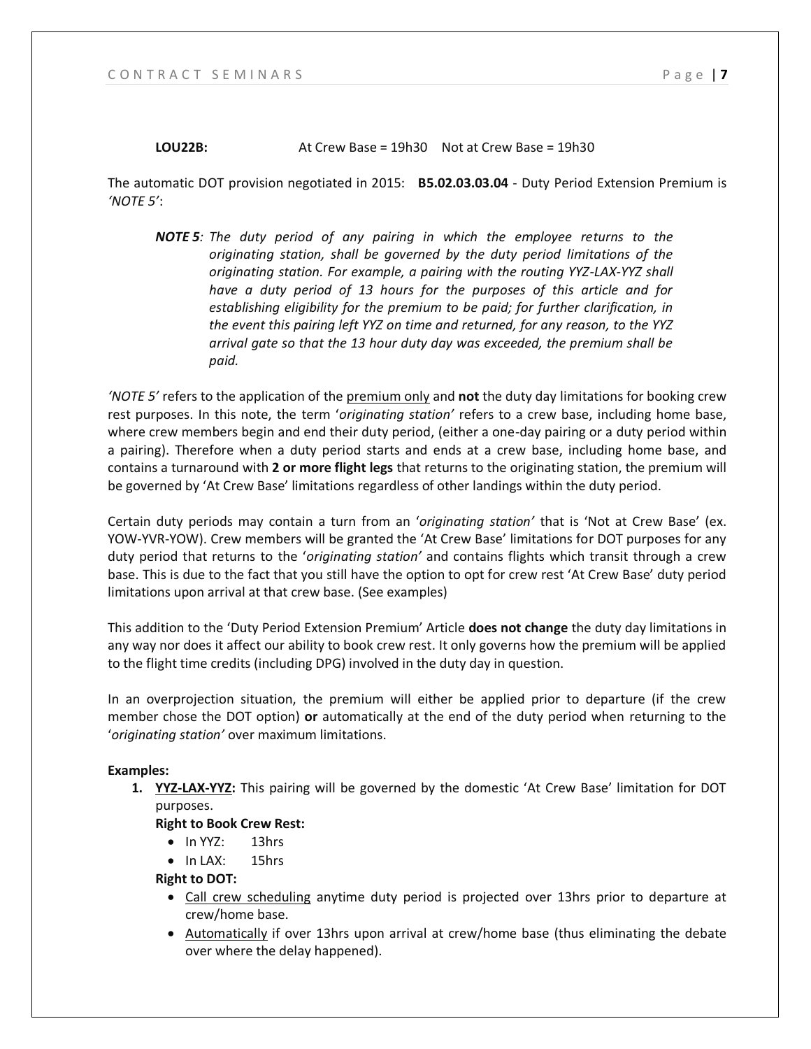**LOU22B:** At Crew Base = 19h30 Not at Crew Base = 19h30

The automatic DOT provision negotiated in 2015: **B5.02.03.03.04** - Duty Period Extension Premium is *'NOTE 5'*:

> ***NOTE 5****: The duty period of any pairing in which the employee returns to the originating station, shall be governed by the duty period limitations of the originating station. For example, a pairing with the routing YYZ-LAX-YYZ shall have a duty period of 13 hours for the purposes of this article and for establishing eligibility for the premium to be paid; for further clarification, in the event this pairing left YYZ on time and returned, for any reason, to the YYZ arrival gate so that the 13 hour duty day was exceeded, the premium shall be paid.*

*'NOTE 5'* refers to the application of the premium only and **not** the duty day limitations for booking crew rest purposes. In this note, the term '*originating station'* refers to a crew base, including home base, where crew members begin and end their duty period, (either a one-day pairing or a duty period within a pairing). Therefore when a duty period starts and ends at a crew base, including home base, and contains a turnaround with **2 or more flight legs** that returns to the originating station, the premium will be governed by 'At Crew Base' limitations regardless of other landings within the duty period.

Certain duty periods may contain a turn from an '*originating station'* that is 'Not at Crew Base' (ex. YOW-YVR-YOW). Crew members will be granted the 'At Crew Base' limitations for DOT purposes for any duty period that returns to the '*originating station'* and contains flights which transit through a crew base. This is due to the fact that you still have the option to opt for crew rest 'At Crew Base' duty period limitations upon arrival at that crew base. (See examples)

This addition to the 'Duty Period Extension Premium' Article **does not change** the duty day limitations in any way nor does it affect our ability to book crew rest. It only governs how the premium will be applied to the flight time credits (including DPG) involved in the duty day in question.

In an overprojection situation, the premium will either be applied prior to departure (if the crew member chose the DOT option) **or** automatically at the end of the duty period when returning to the '*originating station'* over maximum limitations.

**Examples:**

1. **YYZ-LAX-YYZ:** This pairing will be governed by the domestic 'At Crew Base' limitation for DOT purposes.

   **Right to Book Crew Rest:**
   - In YYZ: 13hrs
   - In LAX: 15hrs

   **Right to DOT:**
   - Call crew scheduling anytime duty period is projected over 13hrs prior to departure at crew/home base.
   - Automatically if over 13hrs upon arrival at crew/home base (thus eliminating the debate over where the delay happened).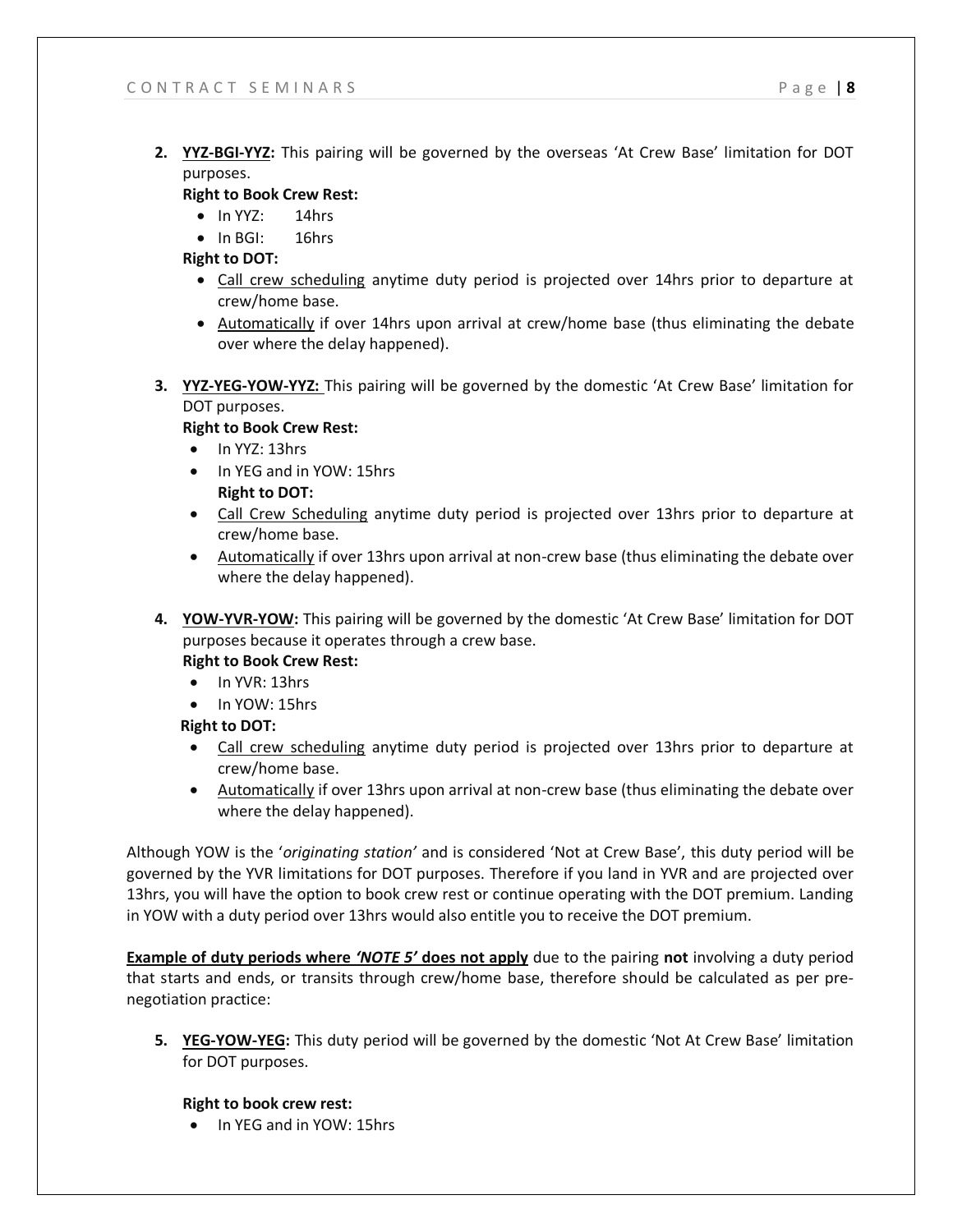2. **YYZ-BGI-YYZ:** This pairing will be governed by the overseas 'At Crew Base' limitation for DOT purposes.

   **Right to Book Crew Rest:**
   - In YYZ: 14hrs
   - In BGI: 16hrs

   **Right to DOT:**
   - Call crew scheduling anytime duty period is projected over 14hrs prior to departure at crew/home base.
   - Automatically if over 14hrs upon arrival at crew/home base (thus eliminating the debate over where the delay happened).

3. **YYZ-YEG-YOW-YYZ:** This pairing will be governed by the domestic 'At Crew Base' limitation for DOT purposes.

   **Right to Book Crew Rest:**
   - In YYZ: 13hrs
   - In YEG and in YOW: 15hrs

   **Right to DOT:**
   - Call Crew Scheduling anytime duty period is projected over 13hrs prior to departure at crew/home base.
   - Automatically if over 13hrs upon arrival at non-crew base (thus eliminating the debate over where the delay happened).

4. **YOW-YVR-YOW:** This pairing will be governed by the domestic 'At Crew Base' limitation for DOT purposes because it operates through a crew base.

   **Right to Book Crew Rest:**
   - In YVR: 13hrs
   - In YOW: 15hrs

   **Right to DOT:**
   - Call crew scheduling anytime duty period is projected over 13hrs prior to departure at crew/home base.
   - Automatically if over 13hrs upon arrival at non-crew base (thus eliminating the debate over where the delay happened).

Although YOW is the '*originating station*' and is considered 'Not at Crew Base', this duty period will be governed by the YVR limitations for DOT purposes. Therefore if you land in YVR and are projected over 13hrs, you will have the option to book crew rest or continue operating with the DOT premium. Landing in YOW with a duty period over 13hrs would also entitle you to receive the DOT premium.

**Example of duty periods where *'NOTE 5'* does not apply** due to the pairing **not** involving a duty period that starts and ends, or transits through crew/home base, therefore should be calculated as per pre-negotiation practice:

5. **YEG-YOW-YEG:** This duty period will be governed by the domestic 'Not At Crew Base' limitation for DOT purposes.

   **Right to book crew rest:**
   - In YEG and in YOW: 15hrs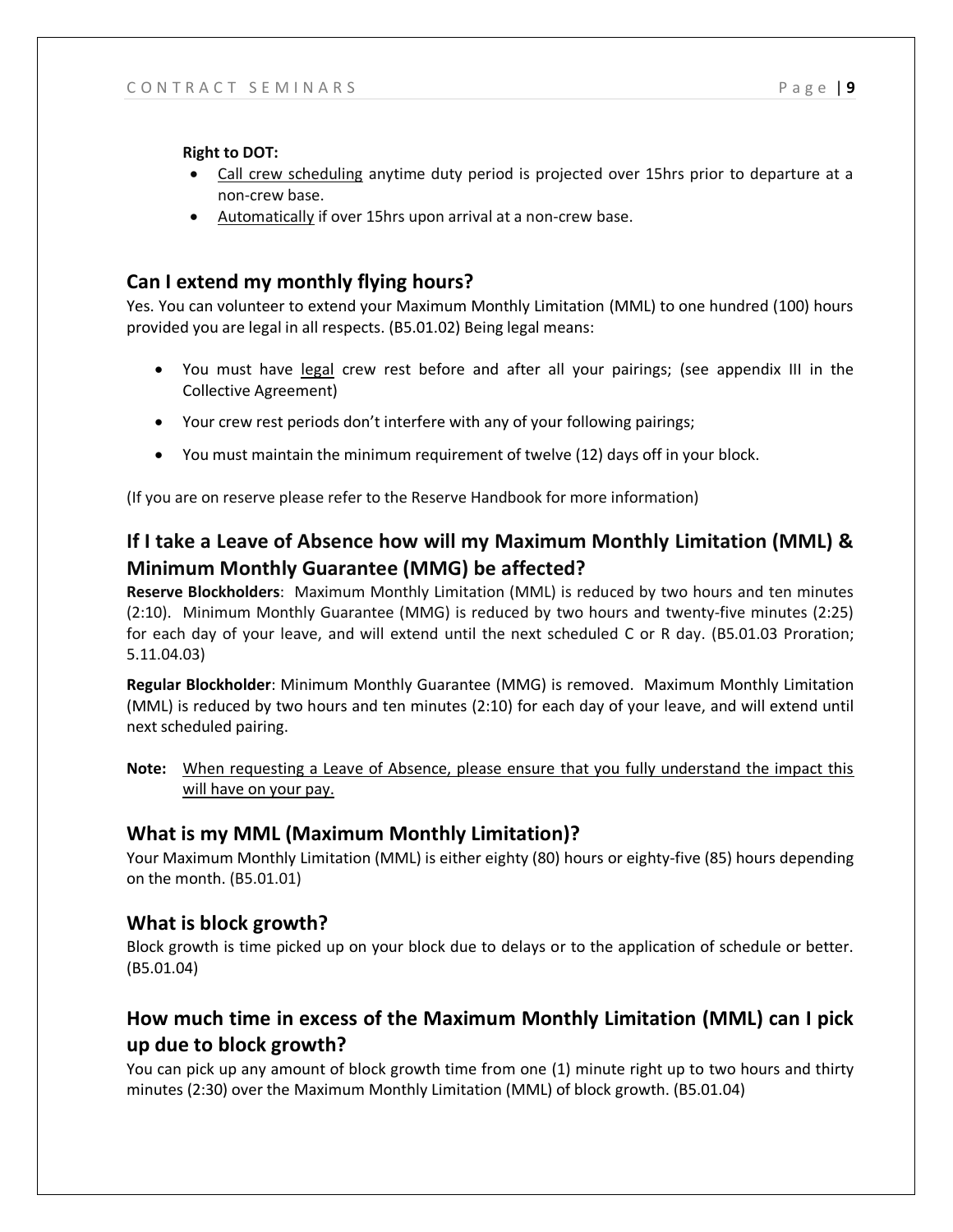**Right to DOT:**

- Call crew scheduling anytime duty period is projected over 15hrs prior to departure at a non-crew base.
- Automatically if over 15hrs upon arrival at a non-crew base.

## Can I extend my monthly flying hours?

Yes. You can volunteer to extend your Maximum Monthly Limitation (MML) to one hundred (100) hours provided you are legal in all respects. (B5.01.02) Being legal means:

- You must have legal crew rest before and after all your pairings; (see appendix III in the Collective Agreement)
- Your crew rest periods don't interfere with any of your following pairings;
- You must maintain the minimum requirement of twelve (12) days off in your block.

(If you are on reserve please refer to the Reserve Handbook for more information)

## If I take a Leave of Absence how will my Maximum Monthly Limitation (MML) & Minimum Monthly Guarantee (MMG) be affected?

**Reserve Blockholders**: Maximum Monthly Limitation (MML) is reduced by two hours and ten minutes (2:10). Minimum Monthly Guarantee (MMG) is reduced by two hours and twenty-five minutes (2:25) for each day of your leave, and will extend until the next scheduled C or R day. (B5.01.03 Proration; 5.11.04.03)

**Regular Blockholder**: Minimum Monthly Guarantee (MMG) is removed. Maximum Monthly Limitation (MML) is reduced by two hours and ten minutes (2:10) for each day of your leave, and will extend until next scheduled pairing.

**Note:** When requesting a Leave of Absence, please ensure that you fully understand the impact this will have on your pay.

## What is my MML (Maximum Monthly Limitation)?

Your Maximum Monthly Limitation (MML) is either eighty (80) hours or eighty-five (85) hours depending on the month. (B5.01.01)

## What is block growth?

Block growth is time picked up on your block due to delays or to the application of schedule or better. (B5.01.04)

## How much time in excess of the Maximum Monthly Limitation (MML) can I pick up due to block growth?

You can pick up any amount of block growth time from one (1) minute right up to two hours and thirty minutes (2:30) over the Maximum Monthly Limitation (MML) of block growth. (B5.01.04)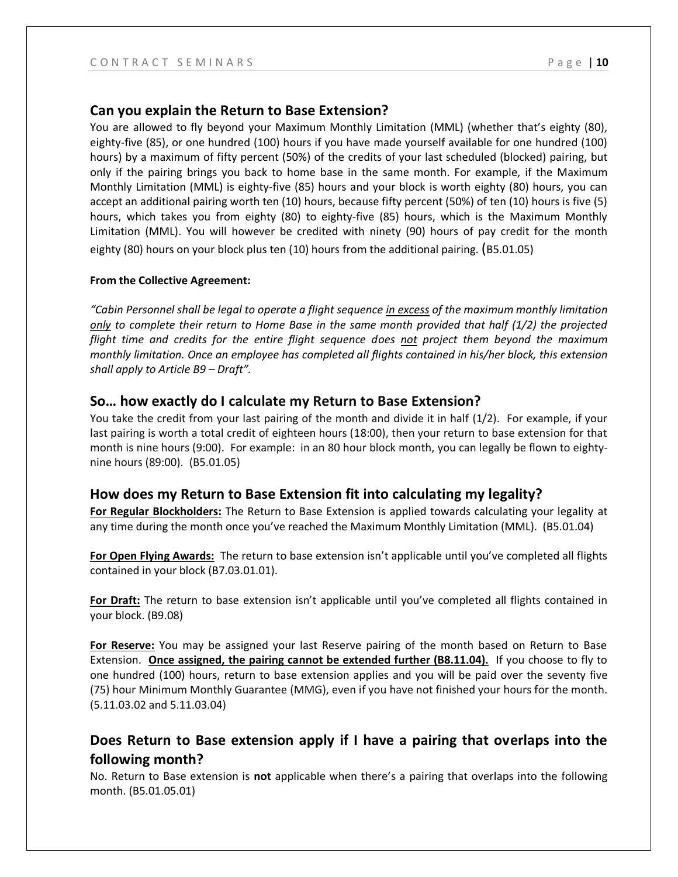## Can you explain the Return to Base Extension?

You are allowed to fly beyond your Maximum Monthly Limitation (MML) (whether that's eighty (80), eighty-five (85), or one hundred (100) hours if you have made yourself available for one hundred (100) hours) by a maximum of fifty percent (50%) of the credits of your last scheduled (blocked) pairing, but only if the pairing brings you back to home base in the same month. For example, if the Maximum Monthly Limitation (MML) is eighty-five (85) hours and your block is worth eighty (80) hours, you can accept an additional pairing worth ten (10) hours, because fifty percent (50%) of ten (10) hours is five (5) hours, which takes you from eighty (80) to eighty-five (85) hours, which is the Maximum Monthly Limitation (MML). You will however be credited with ninety (90) hours of pay credit for the month eighty (80) hours on your block plus ten (10) hours from the additional pairing. (B5.01.05)

**From the Collective Agreement:**

*"Cabin Personnel shall be legal to operate a flight sequence <u>in excess</u> of the maximum monthly limitation <u>only</u> to complete their return to Home Base in the same month provided that half (1/2) the projected flight time and credits for the entire flight sequence does <u>not</u> project them beyond the maximum monthly limitation. Once an employee has completed all flights contained in his/her block, this extension shall apply to Article B9 – Draft".*

## So… how exactly do I calculate my Return to Base Extension?

You take the credit from your last pairing of the month and divide it in half (1/2). For example, if your last pairing is worth a total credit of eighteen hours (18:00), then your return to base extension for that month is nine hours (9:00). For example: in an 80 hour block month, you can legally be flown to eighty-nine hours (89:00). (B5.01.05)

## How does my Return to Base Extension fit into calculating my legality?

**<u>For Regular Blockholders:</u>** The Return to Base Extension is applied towards calculating your legality at any time during the month once you've reached the Maximum Monthly Limitation (MML). (B5.01.04)

**<u>For Open Flying Awards:</u>** The return to base extension isn't applicable until you've completed all flights contained in your block (B7.03.01.01).

**<u>For Draft:</u>** The return to base extension isn't applicable until you've completed all flights contained in your block. (B9.08)

**<u>For Reserve:</u>** You may be assigned your last Reserve pairing of the month based on Return to Base Extension. **<u>Once assigned, the pairing cannot be extended further (B8.11.04).</u>** If you choose to fly to one hundred (100) hours, return to base extension applies and you will be paid over the seventy five (75) hour Minimum Monthly Guarantee (MMG), even if you have not finished your hours for the month. (5.11.03.02 and 5.11.03.04)

## Does Return to Base extension apply if I have a pairing that overlaps into the following month?

No. Return to Base extension is **not** applicable when there's a pairing that overlaps into the following month. (B5.01.05.01)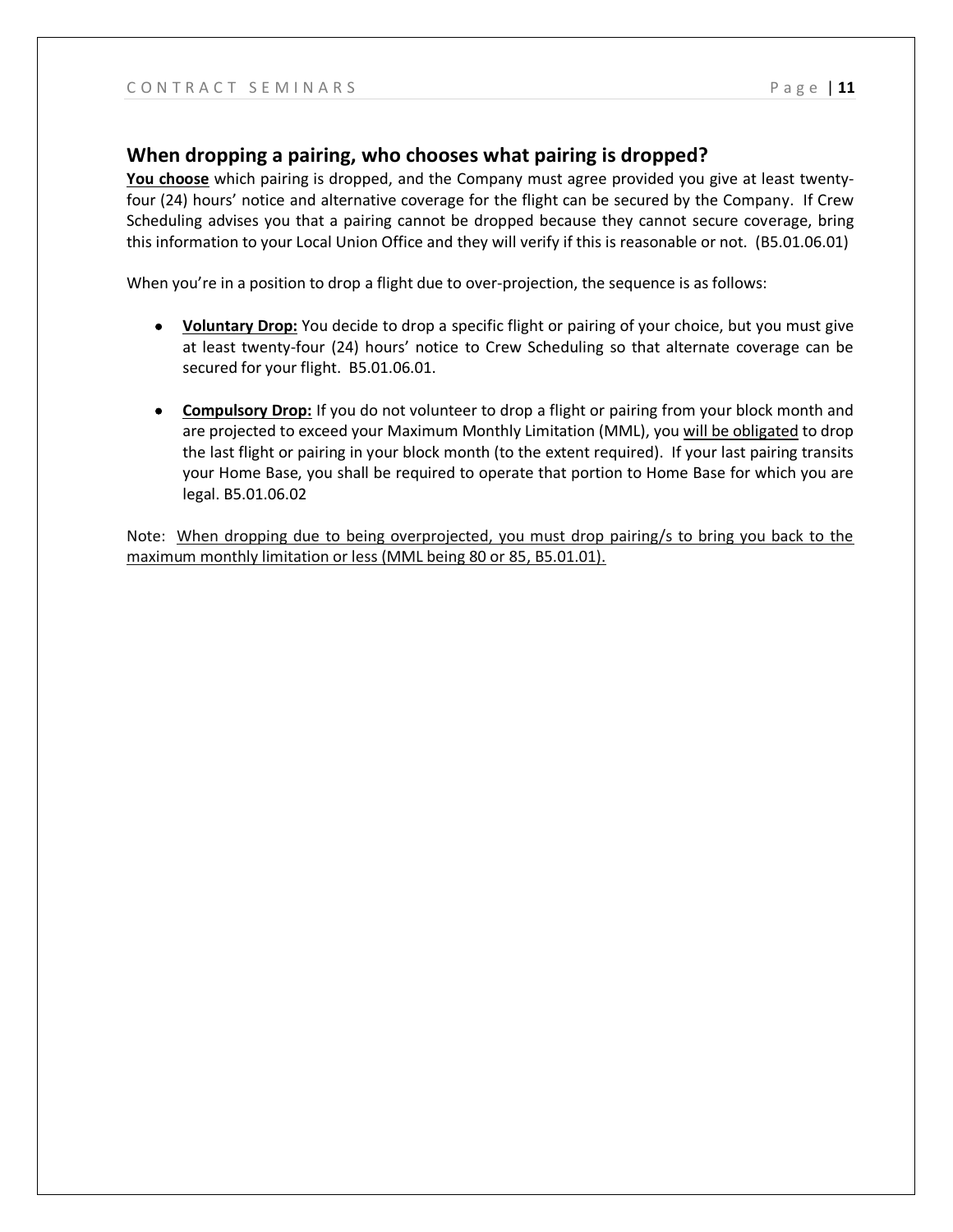## When dropping a pairing, who chooses what pairing is dropped?

**<u>You choose</u>** which pairing is dropped, and the Company must agree provided you give at least twenty-four (24) hours' notice and alternative coverage for the flight can be secured by the Company. If Crew Scheduling advises you that a pairing cannot be dropped because they cannot secure coverage, bring this information to your Local Union Office and they will verify if this is reasonable or not. (B5.01.06.01)

When you're in a position to drop a flight due to over-projection, the sequence is as follows:

- **<u>Voluntary Drop:</u>** You decide to drop a specific flight or pairing of your choice, but you must give at least twenty-four (24) hours' notice to Crew Scheduling so that alternate coverage can be secured for your flight. B5.01.06.01.
- **<u>Compulsory Drop:</u>** If you do not volunteer to drop a flight or pairing from your block month and are projected to exceed your Maximum Monthly Limitation (MML), you <u>will be obligated</u> to drop the last flight or pairing in your block month (to the extent required). If your last pairing transits your Home Base, you shall be required to operate that portion to Home Base for which you are legal. B5.01.06.02

Note: <u>When dropping due to being overprojected, you must drop pairing/s to bring you back to the maximum monthly limitation or less (MML being 80 or 85, B5.01.01).</u>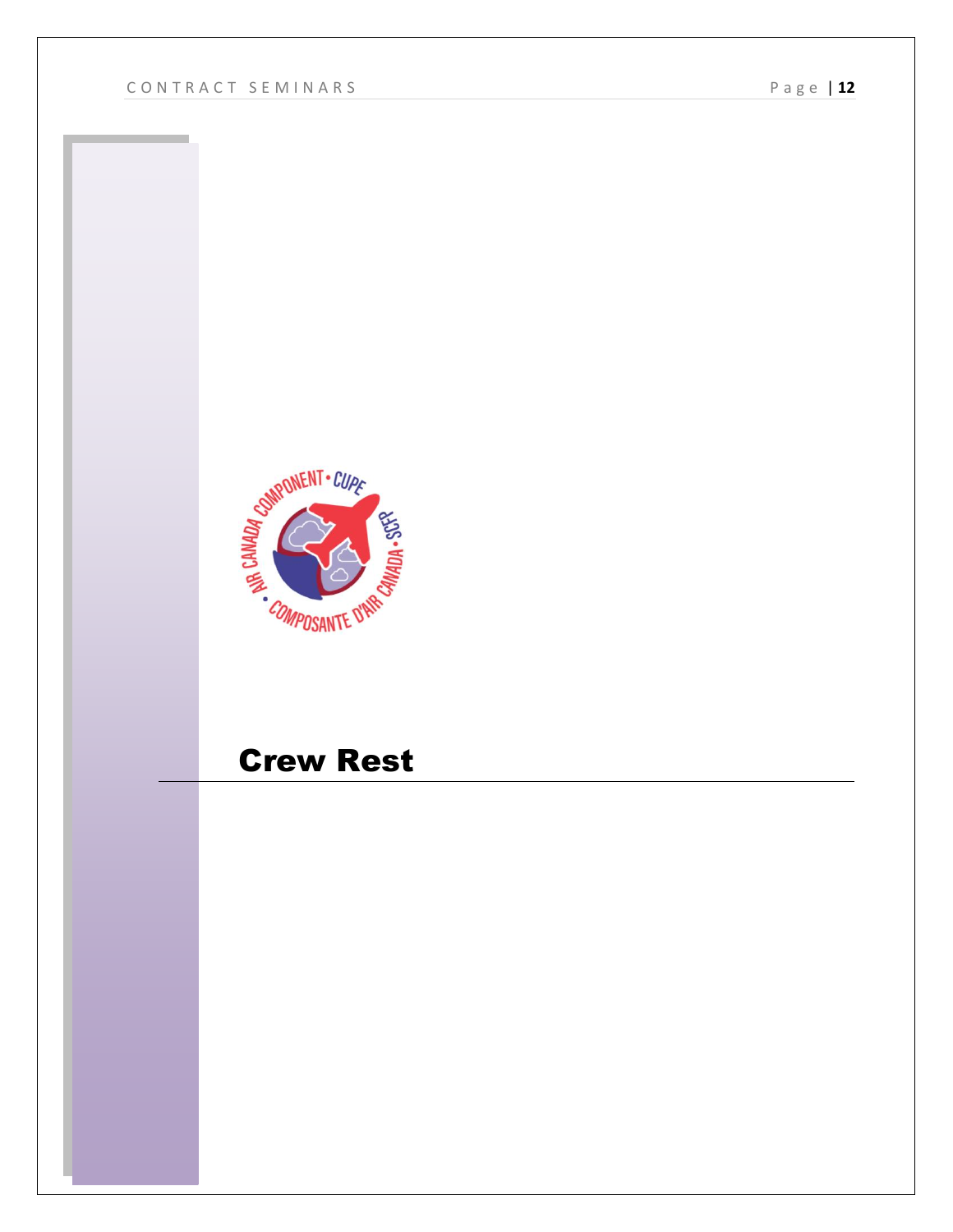# Crew Rest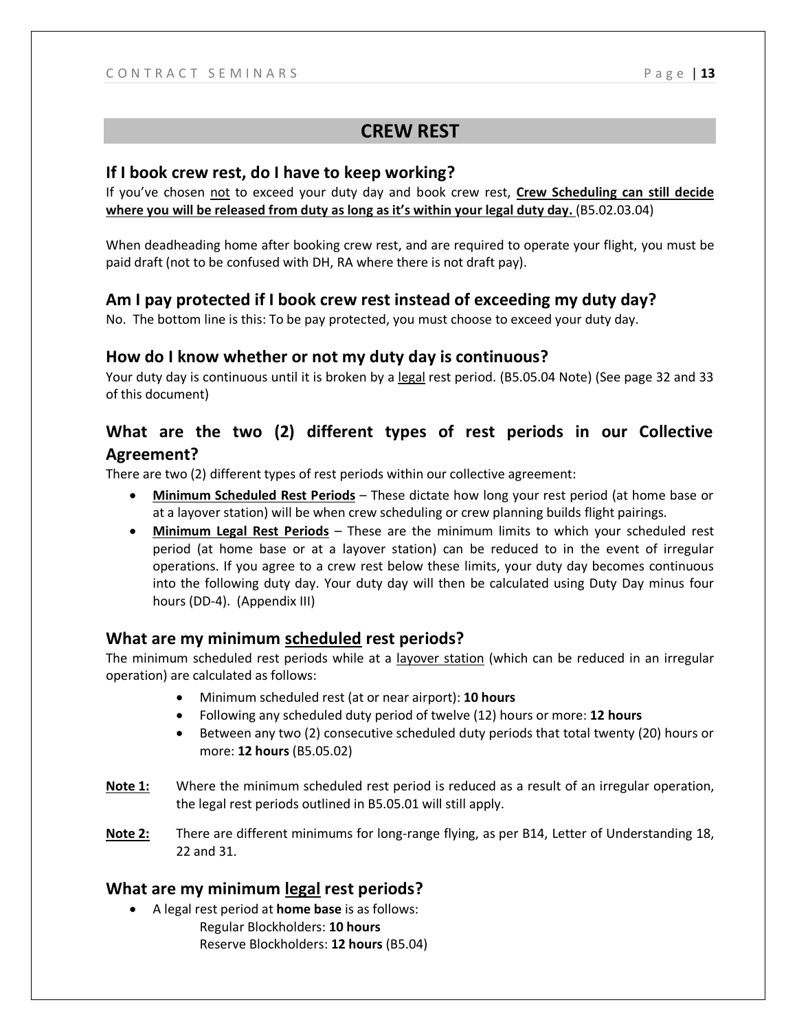## CREW REST

### If I book crew rest, do I have to keep working?

If you've chosen <u>not</u> to exceed your duty day and book crew rest, **<u>Crew Scheduling can still decide where you will be released from duty as long as it's within your legal duty day.</u>** (B5.02.03.04)

When deadheading home after booking crew rest, and are required to operate your flight, you must be paid draft (not to be confused with DH, RA where there is not draft pay).

### Am I pay protected if I book crew rest instead of exceeding my duty day?

No. The bottom line is this: To be pay protected, you must choose to exceed your duty day.

### How do I know whether or not my duty day is continuous?

Your duty day is continuous until it is broken by a <u>legal</u> rest period. (B5.05.04 Note) (See page 32 and 33 of this document)

### What are the two (2) different types of rest periods in our Collective Agreement?

There are two (2) different types of rest periods within our collective agreement:

- **<u>Minimum Scheduled Rest Periods</u>** – These dictate how long your rest period (at home base or at a layover station) will be when crew scheduling or crew planning builds flight pairings.
- **<u>Minimum Legal Rest Periods</u>** – These are the minimum limits to which your scheduled rest period (at home base or at a layover station) can be reduced to in the event of irregular operations. If you agree to a crew rest below these limits, your duty day becomes continuous into the following duty day. Your duty day will then be calculated using Duty Day minus four hours (DD-4). (Appendix III)

### What are my minimum <u>scheduled</u> rest periods?

The minimum scheduled rest periods while at a <u>layover station</u> (which can be reduced in an irregular operation) are calculated as follows:

- Minimum scheduled rest (at or near airport): **10 hours**
- Following any scheduled duty period of twelve (12) hours or more: **12 hours**
- Between any two (2) consecutive scheduled duty periods that total twenty (20) hours or more: **12 hours** (B5.05.02)

**<u>Note 1:</u>** Where the minimum scheduled rest period is reduced as a result of an irregular operation, the legal rest periods outlined in B5.05.01 will still apply.

**<u>Note 2:</u>** There are different minimums for long-range flying, as per B14, Letter of Understanding 18, 22 and 31.

### What are my minimum <u>legal</u> rest periods?

- A legal rest period at **home base** is as follows:
  - Regular Blockholders: **10 hours**
  - Reserve Blockholders: **12 hours** (B5.04)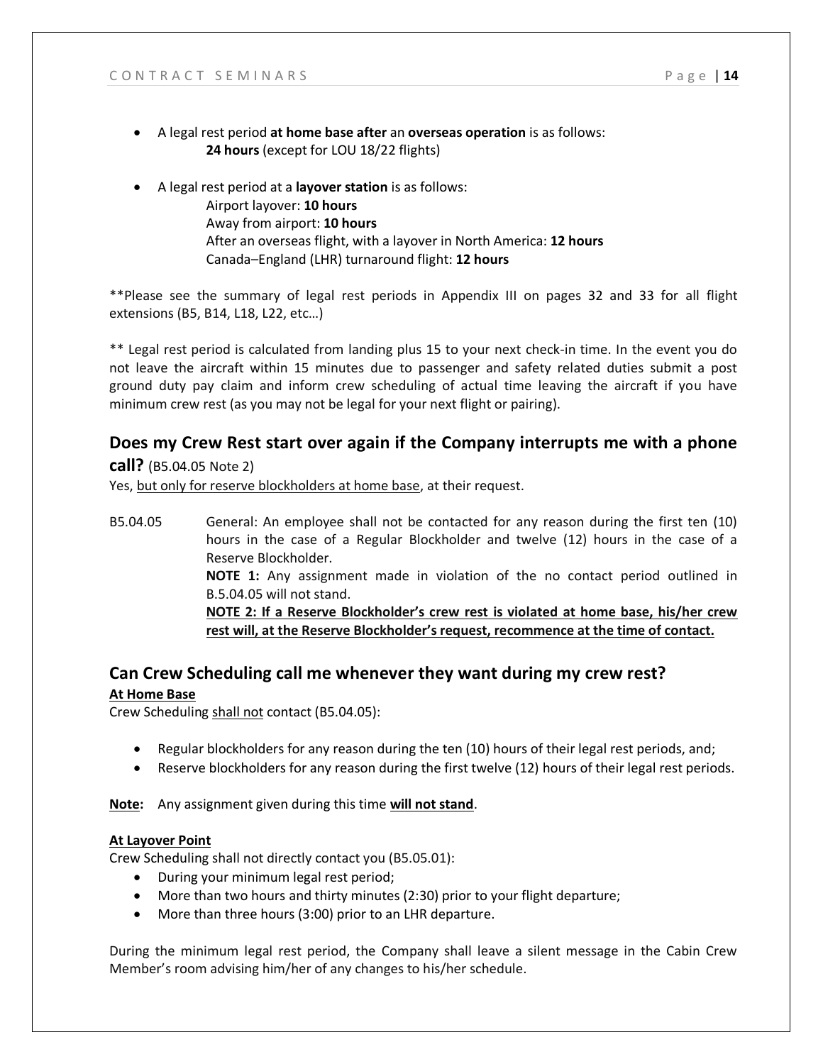- A legal rest period **at home base after** an **overseas operation** is as follows:
  **24 hours** (except for LOU 18/22 flights)

- A legal rest period at a **layover station** is as follows:
  Airport layover: **10 hours**
  Away from airport: **10 hours**
  After an overseas flight, with a layover in North America: **12 hours**
  Canada–England (LHR) turnaround flight: **12 hours**

**Please see the summary of legal rest periods in Appendix III on pages 32 and 33 for all flight extensions (B5, B14, L18, L22, etc…)

** Legal rest period is calculated from landing plus 15 to your next check-in time. In the event you do not leave the aircraft within 15 minutes due to passenger and safety related duties submit a post ground duty pay claim and inform crew scheduling of actual time leaving the aircraft if you have minimum crew rest (as you may not be legal for your next flight or pairing).

## Does my Crew Rest start over again if the Company interrupts me with a phone call? (B5.04.05 Note 2)

Yes, <u>but only for reserve blockholders at home base</u>, at their request.

B5.04.05 General: An employee shall not be contacted for any reason during the first ten (10) hours in the case of a Regular Blockholder and twelve (12) hours in the case of a Reserve Blockholder.
**NOTE 1:** Any assignment made in violation of the no contact period outlined in B.5.04.05 will not stand.
<u>**NOTE 2: If a Reserve Blockholder's crew rest is violated at home base, his/her crew rest will, at the Reserve Blockholder's request, recommence at the time of contact.**</u>

## Can Crew Scheduling call me whenever they want during my crew rest?

**<u>At Home Base</u>**

Crew Scheduling <u>shall not</u> contact (B5.04.05):

- Regular blockholders for any reason during the ten (10) hours of their legal rest periods, and;
- Reserve blockholders for any reason during the first twelve (12) hours of their legal rest periods.

**<u>Note:</u>** Any assignment given during this time **<u>will not stand</u>**.

**<u>At Layover Point</u>**

Crew Scheduling shall not directly contact you (B5.05.01):

- During your minimum legal rest period;
- More than two hours and thirty minutes (2:30) prior to your flight departure;
- More than three hours (3:00) prior to an LHR departure.

During the minimum legal rest period, the Company shall leave a silent message in the Cabin Crew Member's room advising him/her of any changes to his/her schedule.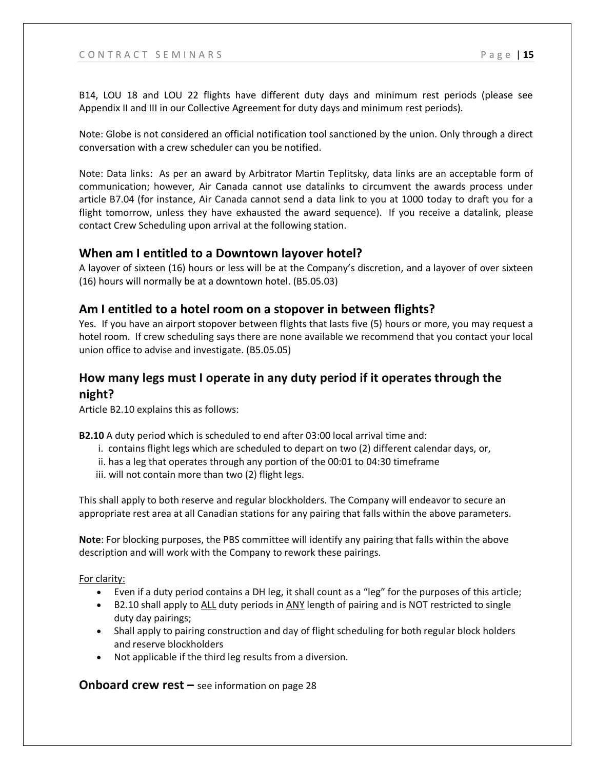B14, LOU 18 and LOU 22 flights have different duty days and minimum rest periods (please see Appendix II and III in our Collective Agreement for duty days and minimum rest periods).

Note: Globe is not considered an official notification tool sanctioned by the union. Only through a direct conversation with a crew scheduler can you be notified.

Note: Data links: As per an award by Arbitrator Martin Teplitsky, data links are an acceptable form of communication; however, Air Canada cannot use datalinks to circumvent the awards process under article B7.04 (for instance, Air Canada cannot send a data link to you at 1000 today to draft you for a flight tomorrow, unless they have exhausted the award sequence). If you receive a datalink, please contact Crew Scheduling upon arrival at the following station.

## When am I entitled to a Downtown layover hotel?

A layover of sixteen (16) hours or less will be at the Company's discretion, and a layover of over sixteen (16) hours will normally be at a downtown hotel. (B5.05.03)

## Am I entitled to a hotel room on a stopover in between flights?

Yes. If you have an airport stopover between flights that lasts five (5) hours or more, you may request a hotel room. If crew scheduling says there are none available we recommend that you contact your local union office to advise and investigate. (B5.05.05)

## How many legs must I operate in any duty period if it operates through the night?

Article B2.10 explains this as follows:

**B2.10** A duty period which is scheduled to end after 03:00 local arrival time and:

i. contains flight legs which are scheduled to depart on two (2) different calendar days, or,
ii. has a leg that operates through any portion of the 00:01 to 04:30 timeframe
iii. will not contain more than two (2) flight legs.

This shall apply to both reserve and regular blockholders. The Company will endeavor to secure an appropriate rest area at all Canadian stations for any pairing that falls within the above parameters.

**Note**: For blocking purposes, the PBS committee will identify any pairing that falls within the above description and will work with the Company to rework these pairings.

<u>For clarity:</u>

- Even if a duty period contains a DH leg, it shall count as a "leg" for the purposes of this article;
- B2.10 shall apply to <u>ALL</u> duty periods in <u>ANY</u> length of pairing and is NOT restricted to single duty day pairings;
- Shall apply to pairing construction and day of flight scheduling for both regular block holders and reserve blockholders
- Not applicable if the third leg results from a diversion.

## Onboard crew rest – see information on page 28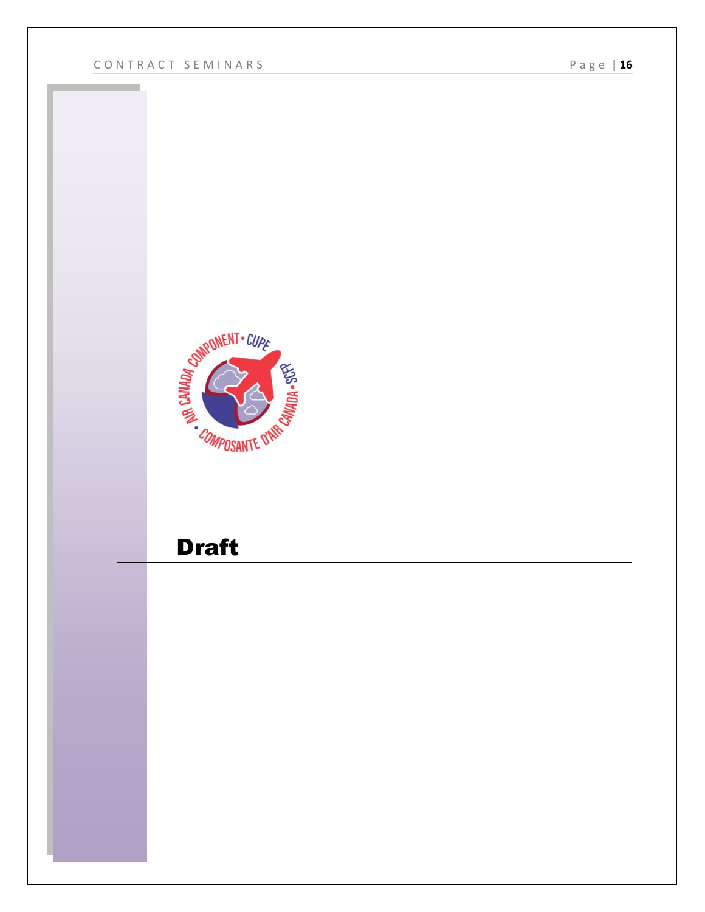# Draft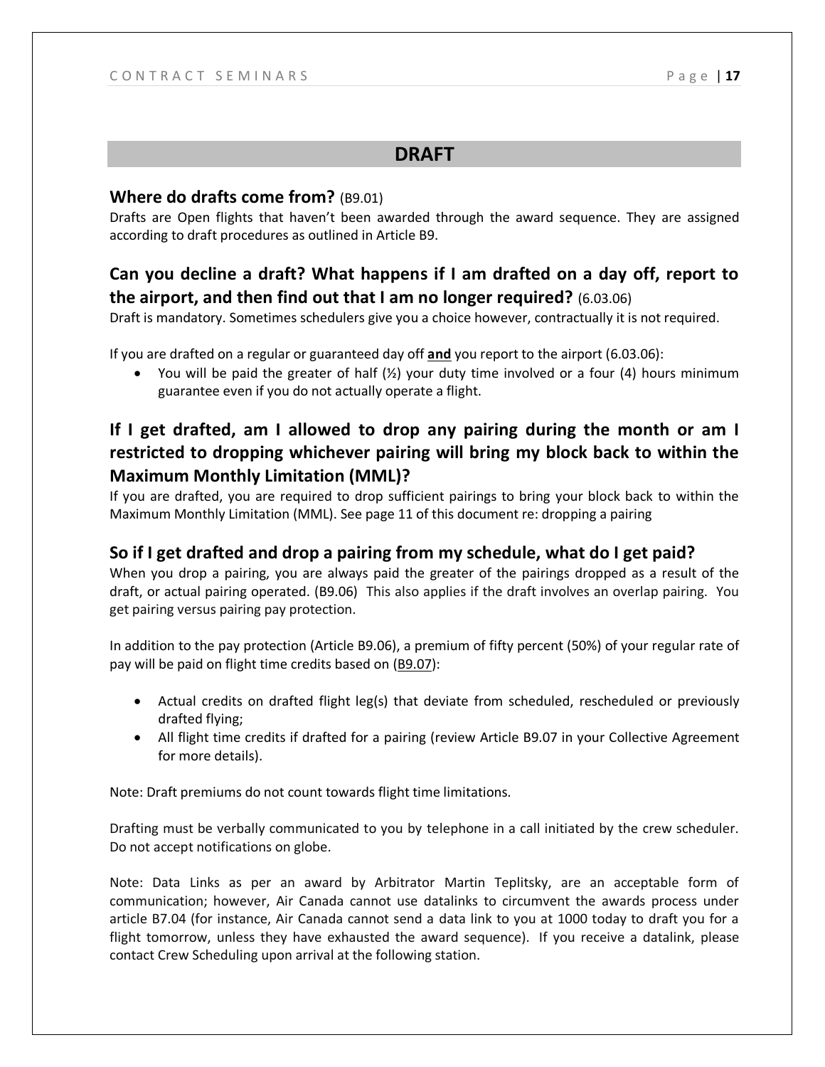# DRAFT

## Where do drafts come from? (B9.01)

Drafts are Open flights that haven't been awarded through the award sequence. They are assigned according to draft procedures as outlined in Article B9.

## Can you decline a draft? What happens if I am drafted on a day off, report to the airport, and then find out that I am no longer required? (6.03.06)

Draft is mandatory. Sometimes schedulers give you a choice however, contractually it is not required.

If you are drafted on a regular or guaranteed day off **and** you report to the airport (6.03.06):

- You will be paid the greater of half (½) your duty time involved or a four (4) hours minimum guarantee even if you do not actually operate a flight.

## If I get drafted, am I allowed to drop any pairing during the month or am I restricted to dropping whichever pairing will bring my block back to within the Maximum Monthly Limitation (MML)?

If you are drafted, you are required to drop sufficient pairings to bring your block back to within the Maximum Monthly Limitation (MML). See page 11 of this document re: dropping a pairing

## So if I get drafted and drop a pairing from my schedule, what do I get paid?

When you drop a pairing, you are always paid the greater of the pairings dropped as a result of the draft, or actual pairing operated. (B9.06) This also applies if the draft involves an overlap pairing. You get pairing versus pairing pay protection.

In addition to the pay protection (Article B9.06), a premium of fifty percent (50%) of your regular rate of pay will be paid on flight time credits based on (B9.07):

- Actual credits on drafted flight leg(s) that deviate from scheduled, rescheduled or previously drafted flying;
- All flight time credits if drafted for a pairing (review Article B9.07 in your Collective Agreement for more details).

Note: Draft premiums do not count towards flight time limitations.

Drafting must be verbally communicated to you by telephone in a call initiated by the crew scheduler. Do not accept notifications on globe.

Note: Data Links as per an award by Arbitrator Martin Teplitsky, are an acceptable form of communication; however, Air Canada cannot use datalinks to circumvent the awards process under article B7.04 (for instance, Air Canada cannot send a data link to you at 1000 today to draft you for a flight tomorrow, unless they have exhausted the award sequence). If you receive a datalink, please contact Crew Scheduling upon arrival at the following station.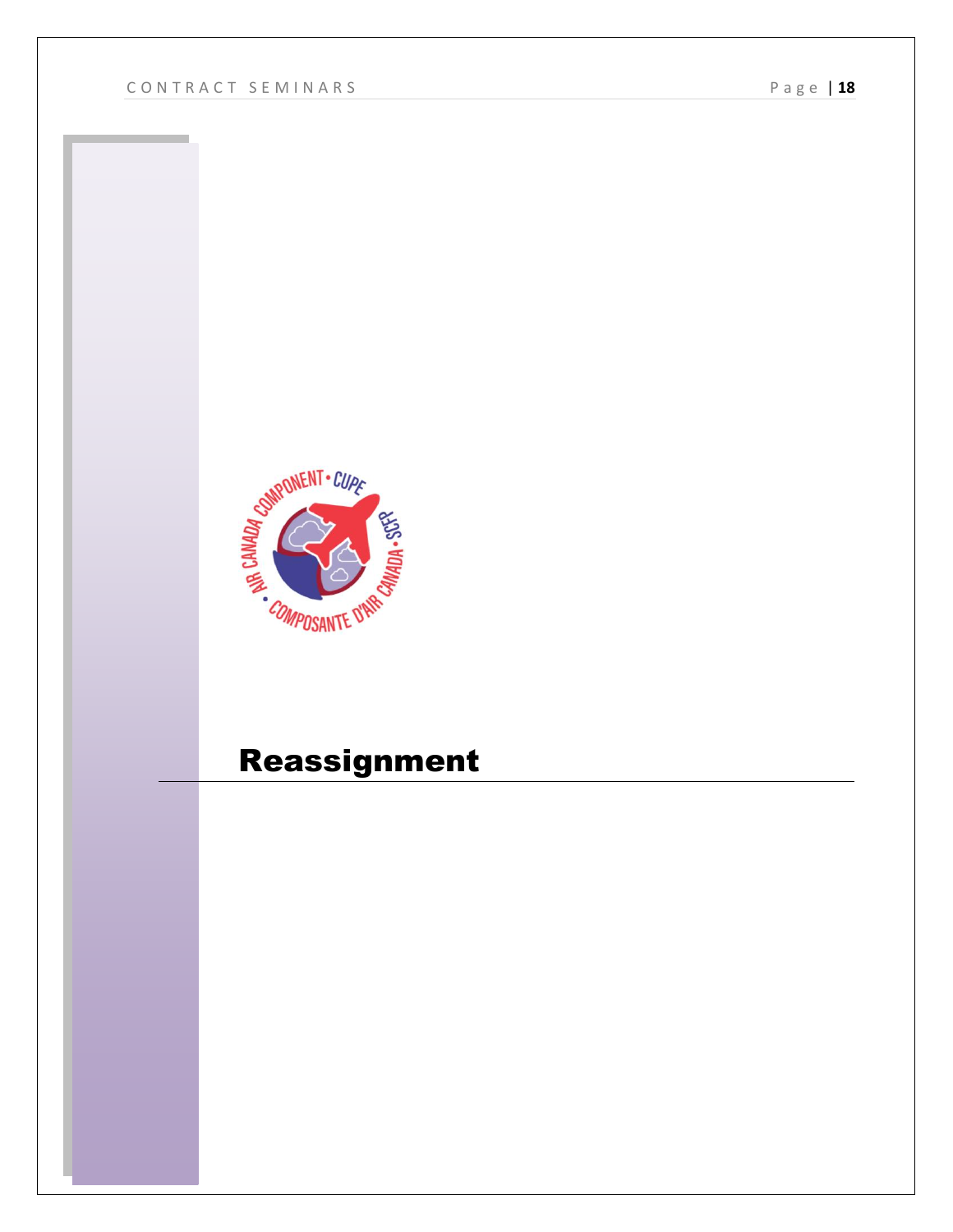# Reassignment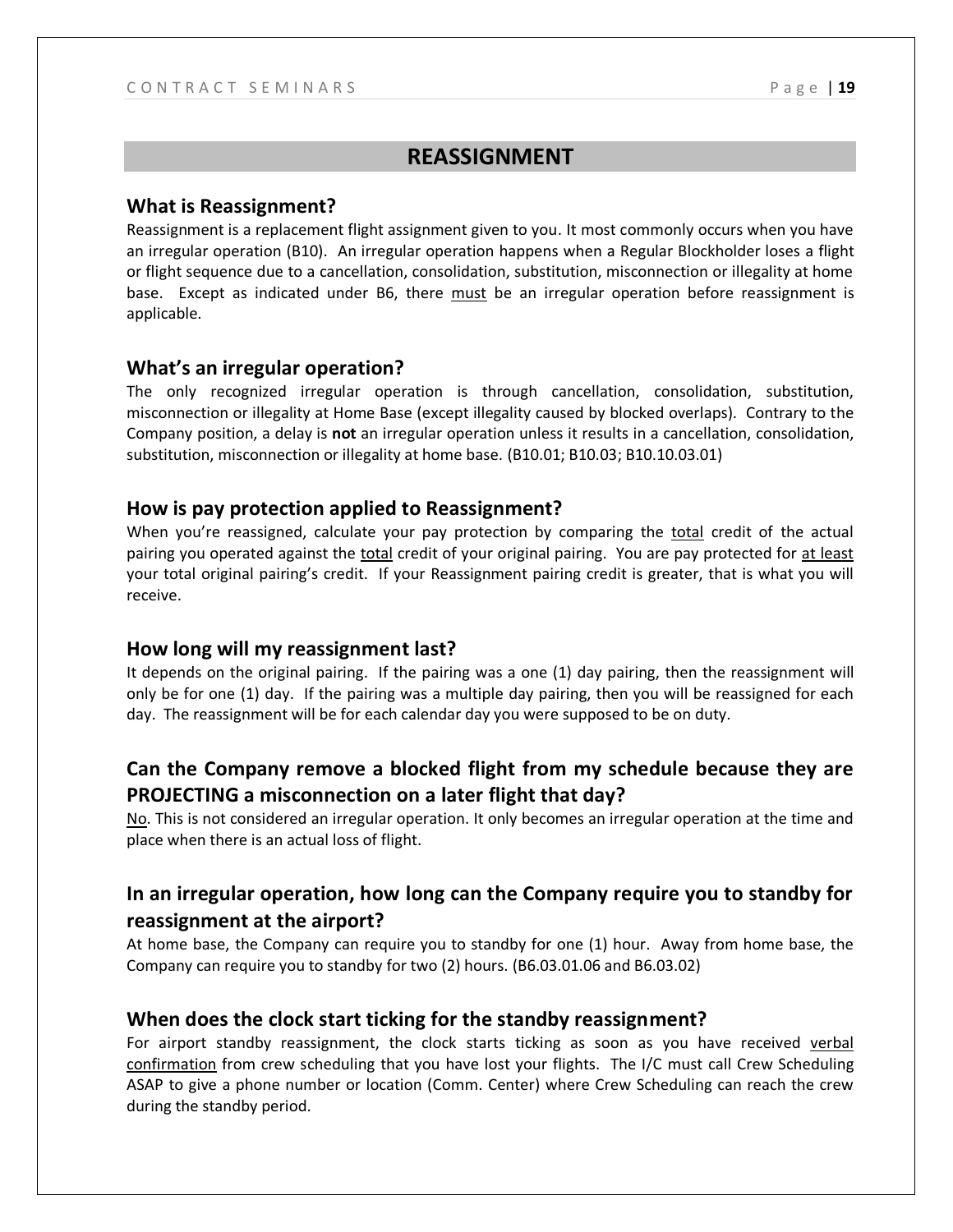# REASSIGNMENT

## What is Reassignment?

Reassignment is a replacement flight assignment given to you. It most commonly occurs when you have an irregular operation (B10). An irregular operation happens when a Regular Blockholder loses a flight or flight sequence due to a cancellation, consolidation, substitution, misconnection or illegality at home base. Except as indicated under B6, there <u>must</u> be an irregular operation before reassignment is applicable.

## What's an irregular operation?

The only recognized irregular operation is through cancellation, consolidation, substitution, misconnection or illegality at Home Base (except illegality caused by blocked overlaps). Contrary to the Company position, a delay is **not** an irregular operation unless it results in a cancellation, consolidation, substitution, misconnection or illegality at home base. (B10.01; B10.03; B10.10.03.01)

## How is pay protection applied to Reassignment?

When you're reassigned, calculate your pay protection by comparing the <u>total</u> credit of the actual pairing you operated against the <u>total</u> credit of your original pairing. You are pay protected for <u>at least</u> your total original pairing's credit. If your Reassignment pairing credit is greater, that is what you will receive.

## How long will my reassignment last?

It depends on the original pairing. If the pairing was a one (1) day pairing, then the reassignment will only be for one (1) day. If the pairing was a multiple day pairing, then you will be reassigned for each day. The reassignment will be for each calendar day you were supposed to be on duty.

## Can the Company remove a blocked flight from my schedule because they are PROJECTING a misconnection on a later flight that day?

<u>No</u>. This is not considered an irregular operation. It only becomes an irregular operation at the time and place when there is an actual loss of flight.

## In an irregular operation, how long can the Company require you to standby for reassignment at the airport?

At home base, the Company can require you to standby for one (1) hour. Away from home base, the Company can require you to standby for two (2) hours. (B6.03.01.06 and B6.03.02)

## When does the clock start ticking for the standby reassignment?

For airport standby reassignment, the clock starts ticking as soon as you have received <u>verbal confirmation</u> from crew scheduling that you have lost your flights. The I/C must call Crew Scheduling ASAP to give a phone number or location (Comm. Center) where Crew Scheduling can reach the crew during the standby period.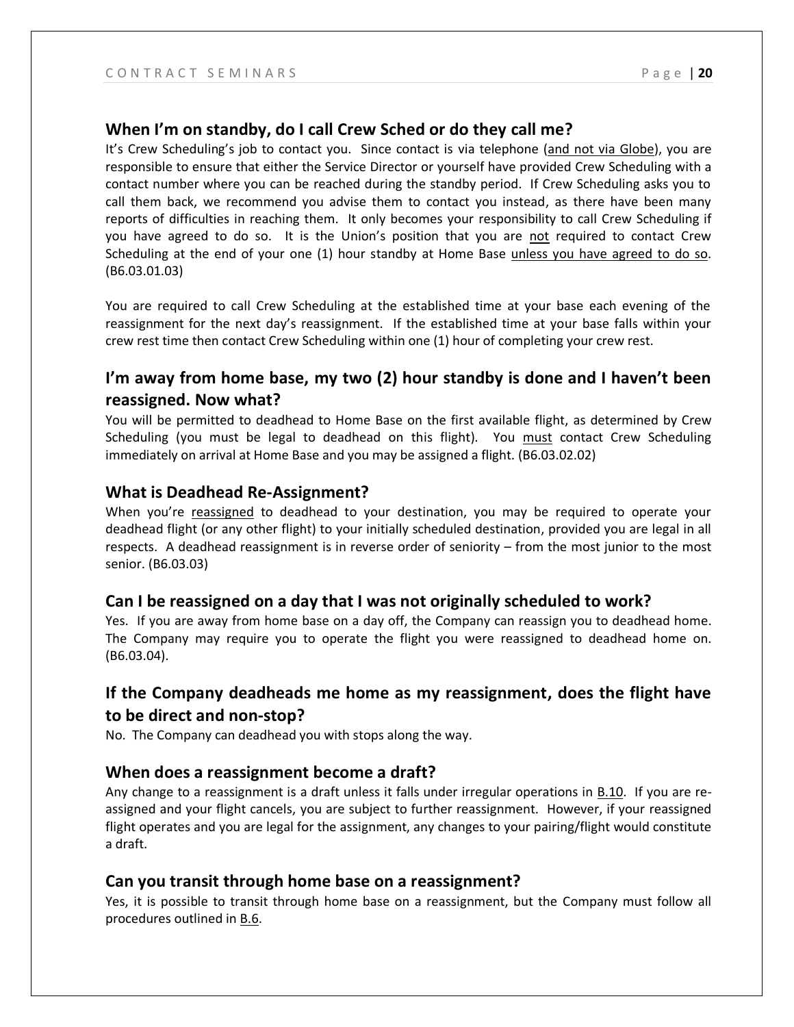## When I'm on standby, do I call Crew Sched or do they call me?

It's Crew Scheduling's job to contact you. Since contact is via telephone (<u>and not via Globe</u>), you are responsible to ensure that either the Service Director or yourself have provided Crew Scheduling with a contact number where you can be reached during the standby period. If Crew Scheduling asks you to call them back, we recommend you advise them to contact you instead, as there have been many reports of difficulties in reaching them. It only becomes your responsibility to call Crew Scheduling if you have agreed to do so. It is the Union's position that you are <u>not</u> required to contact Crew Scheduling at the end of your one (1) hour standby at Home Base <u>unless you have agreed to do so</u>. (B6.03.01.03)

You are required to call Crew Scheduling at the established time at your base each evening of the reassignment for the next day's reassignment. If the established time at your base falls within your crew rest time then contact Crew Scheduling within one (1) hour of completing your crew rest.

## I'm away from home base, my two (2) hour standby is done and I haven't been reassigned. Now what?

You will be permitted to deadhead to Home Base on the first available flight, as determined by Crew Scheduling (you must be legal to deadhead on this flight). You <u>must</u> contact Crew Scheduling immediately on arrival at Home Base and you may be assigned a flight. (B6.03.02.02)

## What is Deadhead Re-Assignment?

When you're <u>reassigned</u> to deadhead to your destination, you may be required to operate your deadhead flight (or any other flight) to your initially scheduled destination, provided you are legal in all respects. A deadhead reassignment is in reverse order of seniority – from the most junior to the most senior. (B6.03.03)

## Can I be reassigned on a day that I was not originally scheduled to work?

Yes. If you are away from home base on a day off, the Company can reassign you to deadhead home. The Company may require you to operate the flight you were reassigned to deadhead home on. (B6.03.04).

## If the Company deadheads me home as my reassignment, does the flight have to be direct and non-stop?

No. The Company can deadhead you with stops along the way.

## When does a reassignment become a draft?

Any change to a reassignment is a draft unless it falls under irregular operations in <u>B.10</u>. If you are re-assigned and your flight cancels, you are subject to further reassignment. However, if your reassigned flight operates and you are legal for the assignment, any changes to your pairing/flight would constitute a draft.

## Can you transit through home base on a reassignment?

Yes, it is possible to transit through home base on a reassignment, but the Company must follow all procedures outlined in <u>B.6</u>.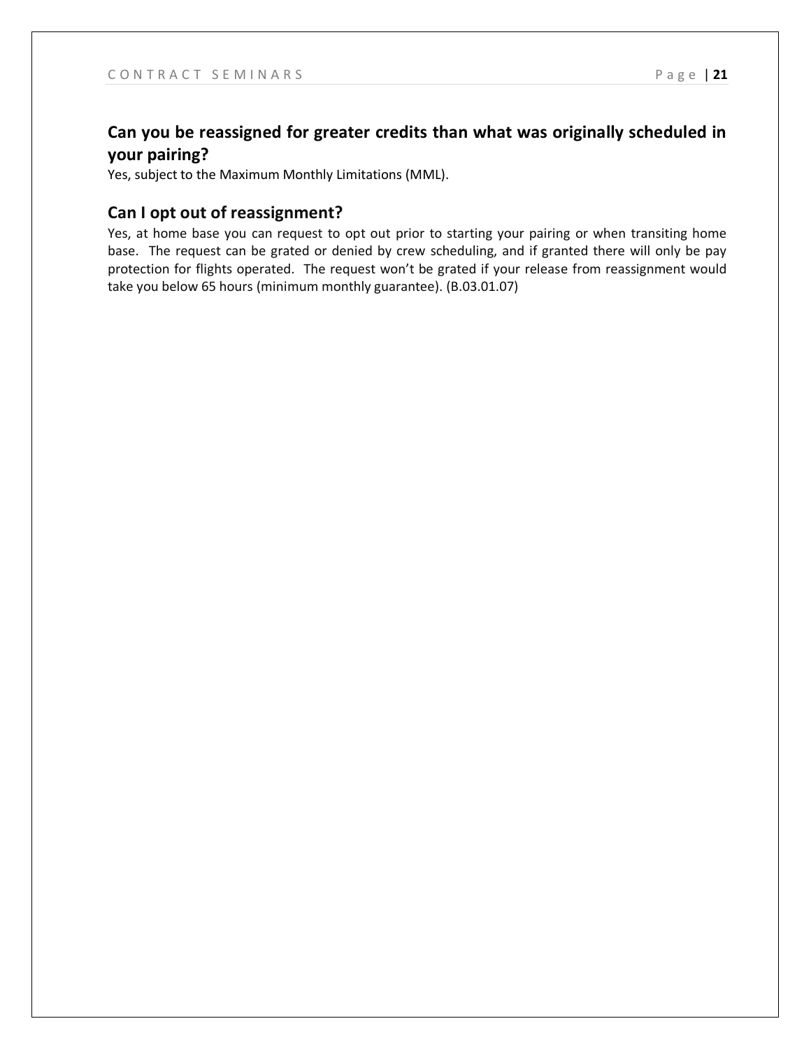## Can you be reassigned for greater credits than what was originally scheduled in your pairing?

Yes, subject to the Maximum Monthly Limitations (MML).

## Can I opt out of reassignment?

Yes, at home base you can request to opt out prior to starting your pairing or when transiting home base. The request can be grated or denied by crew scheduling, and if granted there will only be pay protection for flights operated. The request won't be grated if your release from reassignment would take you below 65 hours (minimum monthly guarantee). (B.03.01.07)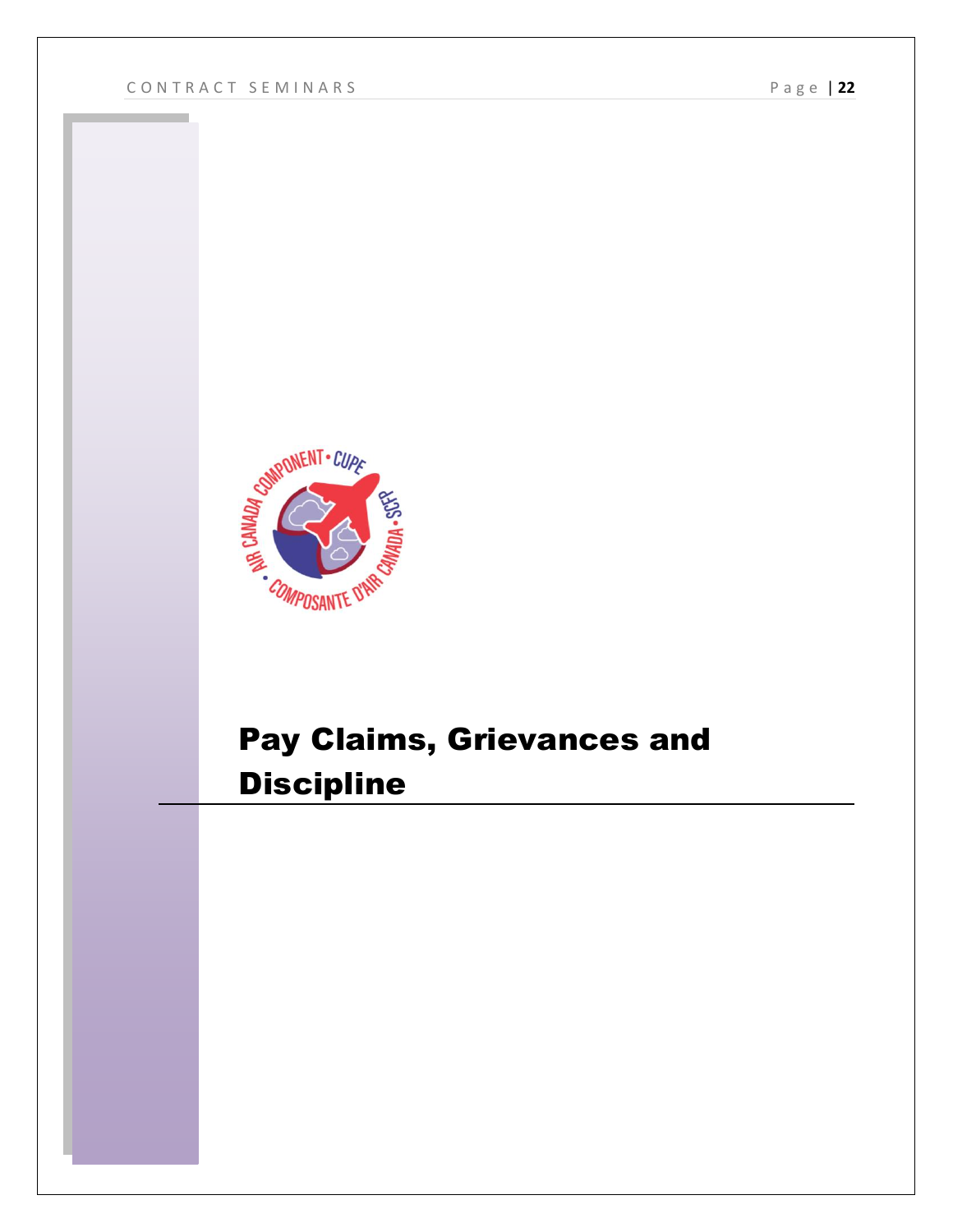# Pay Claims, Grievances and Discipline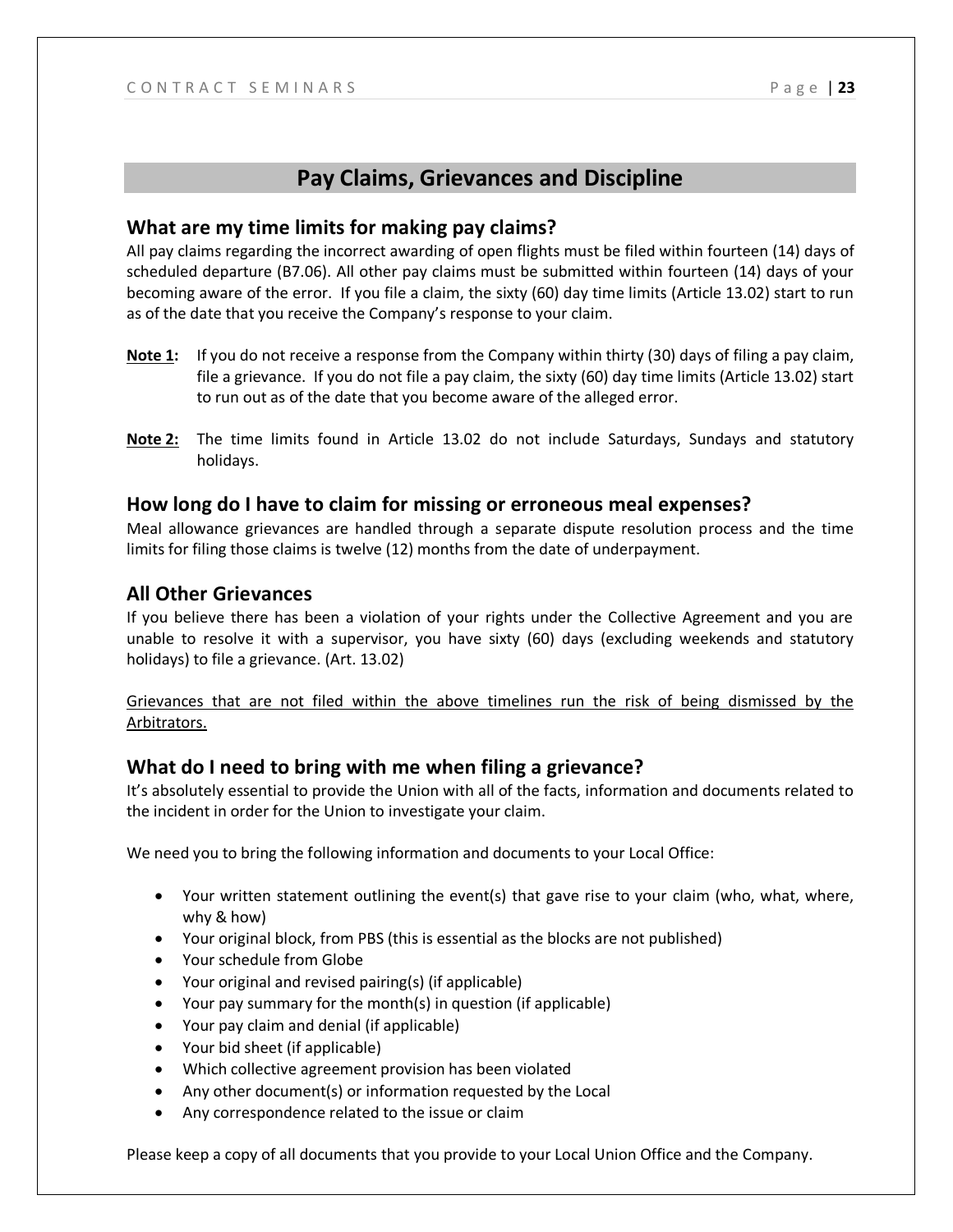# Pay Claims, Grievances and Discipline

## What are my time limits for making pay claims?

All pay claims regarding the incorrect awarding of open flights must be filed within fourteen (14) days of scheduled departure (B7.06). All other pay claims must be submitted within fourteen (14) days of your becoming aware of the error. If you file a claim, the sixty (60) day time limits (Article 13.02) start to run as of the date that you receive the Company's response to your claim.

**Note 1:** If you do not receive a response from the Company within thirty (30) days of filing a pay claim, file a grievance. If you do not file a pay claim, the sixty (60) day time limits (Article 13.02) start to run out as of the date that you become aware of the alleged error.

**Note 2:** The time limits found in Article 13.02 do not include Saturdays, Sundays and statutory holidays.

## How long do I have to claim for missing or erroneous meal expenses?

Meal allowance grievances are handled through a separate dispute resolution process and the time limits for filing those claims is twelve (12) months from the date of underpayment.

## All Other Grievances

If you believe there has been a violation of your rights under the Collective Agreement and you are unable to resolve it with a supervisor, you have sixty (60) days (excluding weekends and statutory holidays) to file a grievance. (Art. 13.02)

<u>Grievances that are not filed within the above timelines run the risk of being dismissed by the Arbitrators.</u>

## What do I need to bring with me when filing a grievance?

It's absolutely essential to provide the Union with all of the facts, information and documents related to the incident in order for the Union to investigate your claim.

We need you to bring the following information and documents to your Local Office:

- Your written statement outlining the event(s) that gave rise to your claim (who, what, where, why & how)
- Your original block, from PBS (this is essential as the blocks are not published)
- Your schedule from Globe
- Your original and revised pairing(s) (if applicable)
- Your pay summary for the month(s) in question (if applicable)
- Your pay claim and denial (if applicable)
- Your bid sheet (if applicable)
- Which collective agreement provision has been violated
- Any other document(s) or information requested by the Local
- Any correspondence related to the issue or claim

Please keep a copy of all documents that you provide to your Local Union Office and the Company.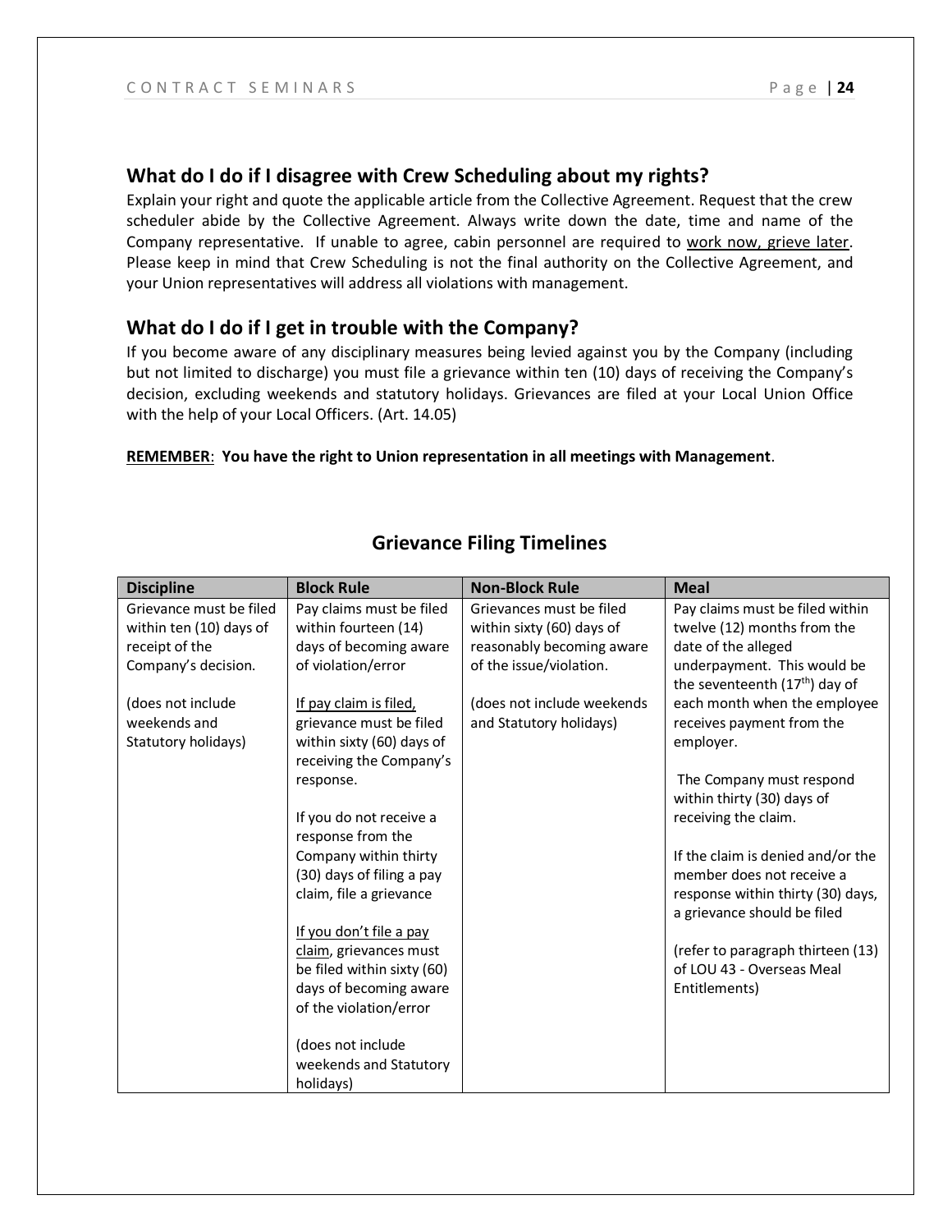## What do I do if I disagree with Crew Scheduling about my rights?

Explain your right and quote the applicable article from the Collective Agreement. Request that the crew scheduler abide by the Collective Agreement. Always write down the date, time and name of the Company representative. If unable to agree, cabin personnel are required to <u>work now, grieve later</u>. Please keep in mind that Crew Scheduling is not the final authority on the Collective Agreement, and your Union representatives will address all violations with management.

## What do I do if I get in trouble with the Company?

If you become aware of any disciplinary measures being levied against you by the Company (including but not limited to discharge) you must file a grievance within ten (10) days of receiving the Company's decision, excluding weekends and statutory holidays. Grievances are filed at your Local Union Office with the help of your Local Officers. (Art. 14.05)

**<u>REMEMBER</u>: You have the right to Union representation in all meetings with Management**.

## Grievance Filing Timelines

| Discipline | Block Rule | Non-Block Rule | Meal |
|---|---|---|---|
| Grievance must be filed within ten (10) days of receipt of the Company's decision.<br><br>(does not include weekends and Statutory holidays) | Pay claims must be filed within fourteen (14) days of becoming aware of violation/error<br><br><u>If pay claim is filed,</u> grievance must be filed within sixty (60) days of receiving the Company's response.<br><br>If you do not receive a response from the Company within thirty (30) days of filing a pay claim, file a grievance<br><br><u>If you don't file a pay claim</u>, grievances must be filed within sixty (60) days of becoming aware of the violation/error<br><br>(does not include weekends and Statutory holidays) | Grievances must be filed within sixty (60) days of reasonably becoming aware of the issue/violation.<br><br>(does not include weekends and Statutory holidays) | Pay claims must be filed within twelve (12) months from the date of the alleged underpayment. This would be the seventeenth (17th) day of each month when the employee receives payment from the employer.<br><br>The Company must respond within thirty (30) days of receiving the claim.<br><br>If the claim is denied and/or the member does not receive a response within thirty (30) days, a grievance should be filed<br><br>(refer to paragraph thirteen (13) of LOU 43 - Overseas Meal Entitlements) |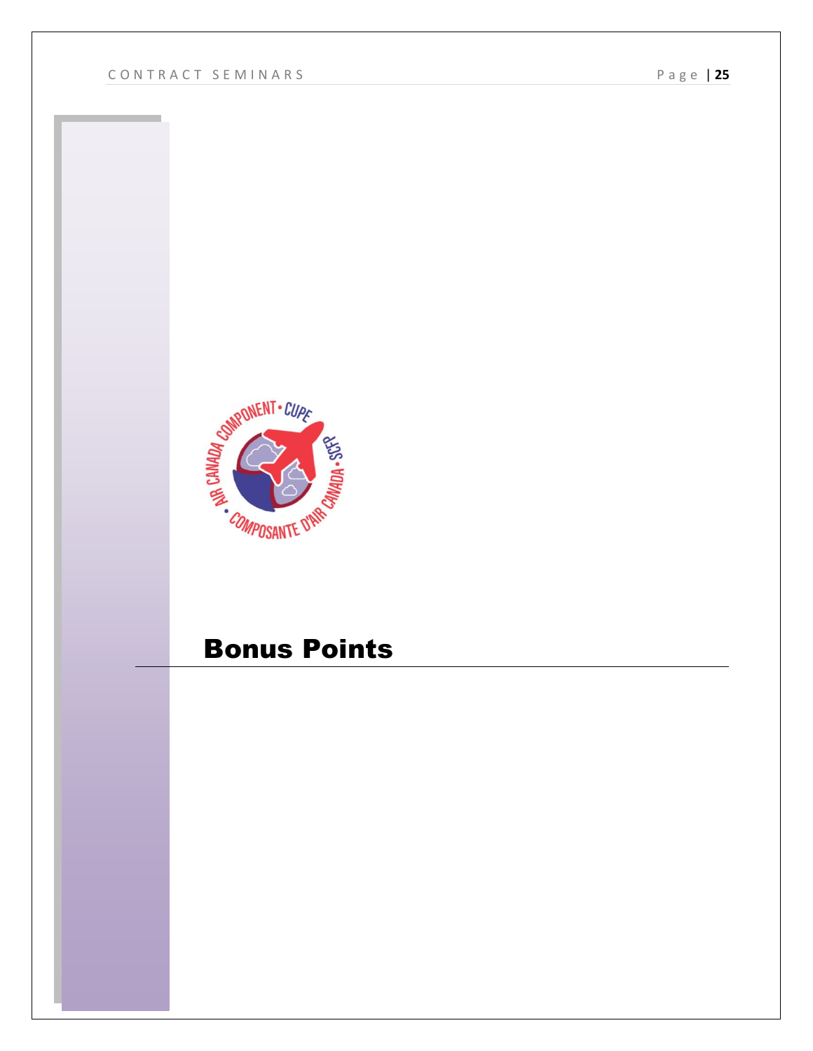# Bonus Points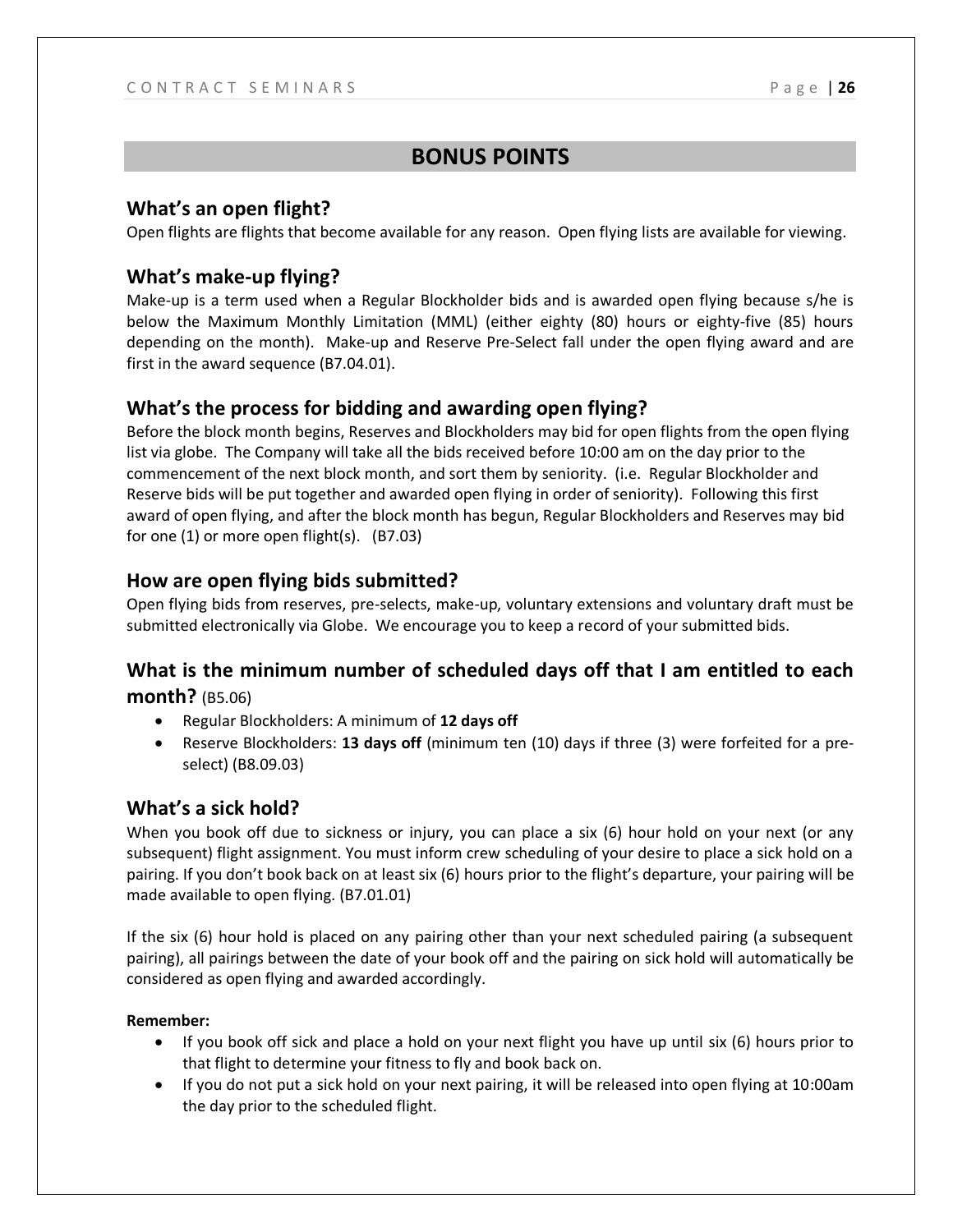# BONUS POINTS

## What's an open flight?

Open flights are flights that become available for any reason. Open flying lists are available for viewing.

## What's make-up flying?

Make-up is a term used when a Regular Blockholder bids and is awarded open flying because s/he is below the Maximum Monthly Limitation (MML) (either eighty (80) hours or eighty-five (85) hours depending on the month). Make-up and Reserve Pre-Select fall under the open flying award and are first in the award sequence (B7.04.01).

## What's the process for bidding and awarding open flying?

Before the block month begins, Reserves and Blockholders may bid for open flights from the open flying list via globe. The Company will take all the bids received before 10:00 am on the day prior to the commencement of the next block month, and sort them by seniority. (i.e. Regular Blockholder and Reserve bids will be put together and awarded open flying in order of seniority). Following this first award of open flying, and after the block month has begun, Regular Blockholders and Reserves may bid for one (1) or more open flight(s). (B7.03)

## How are open flying bids submitted?

Open flying bids from reserves, pre-selects, make-up, voluntary extensions and voluntary draft must be submitted electronically via Globe. We encourage you to keep a record of your submitted bids.

## What is the minimum number of scheduled days off that I am entitled to each month? (B5.06)

- Regular Blockholders: A minimum of **12 days off**
- Reserve Blockholders: **13 days off** (minimum ten (10) days if three (3) were forfeited for a pre-select) (B8.09.03)

## What's a sick hold?

When you book off due to sickness or injury, you can place a six (6) hour hold on your next (or any subsequent) flight assignment. You must inform crew scheduling of your desire to place a sick hold on a pairing. If you don't book back on at least six (6) hours prior to the flight's departure, your pairing will be made available to open flying. (B7.01.01)

If the six (6) hour hold is placed on any pairing other than your next scheduled pairing (a subsequent pairing), all pairings between the date of your book off and the pairing on sick hold will automatically be considered as open flying and awarded accordingly.

**Remember:**

- If you book off sick and place a hold on your next flight you have up until six (6) hours prior to that flight to determine your fitness to fly and book back on.
- If you do not put a sick hold on your next pairing, it will be released into open flying at 10:00am the day prior to the scheduled flight.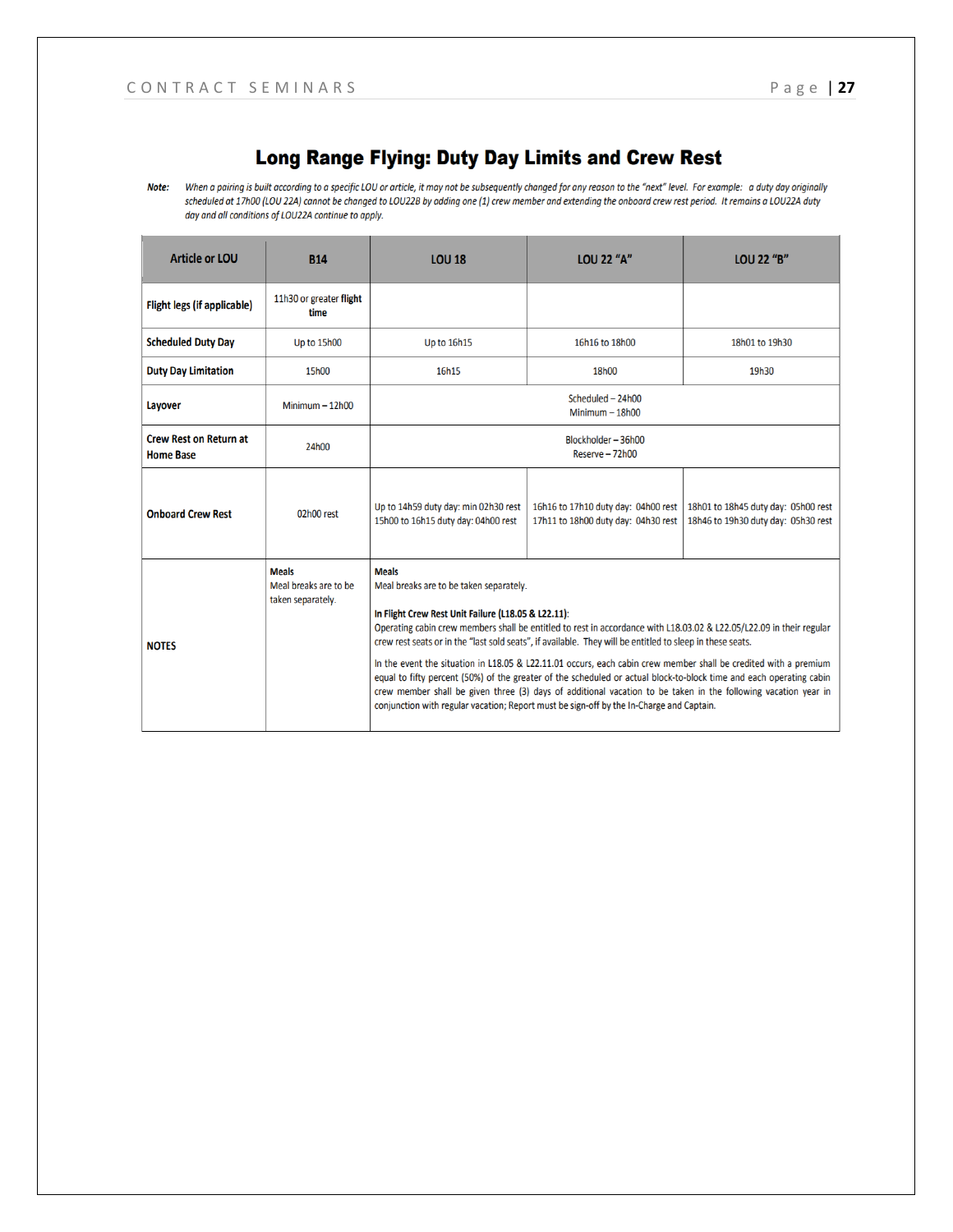# Long Range Flying: Duty Day Limits and Crew Rest

***Note:*** *When a pairing is built according to a specific LOU or article, it may not be subsequently changed for any reason to the "next" level. For example: a duty day originally scheduled at 17h00 (LOU 22A) cannot be changed to LOU22B by adding one (1) crew member and extending the onboard crew rest period. It remains a LOU22A duty day and all conditions of LOU22A continue to apply.*

| Article or LOU | B14 | LOU 18 | LOU 22 "A" | LOU 22 "B" |
|---|---|---|---|---|
| **Flight legs (if applicable)** | 11h30 or greater **flight time** | | | |
| **Scheduled Duty Day** | Up to 15h00 | Up to 16h15 | 16h16 to 18h00 | 18h01 to 19h30 |
| **Duty Day Limitation** | 15h00 | 16h15 | 18h00 | 19h30 |
| **Layover** | Minimum – 12h00 | Scheduled – 24h00<br>Minimum – 18h00 | | |
| **Crew Rest on Return at Home Base** | 24h00 | Blockholder – 36h00<br>Reserve – 72h00 | | |
| **Onboard Crew Rest** | 02h00 rest | Up to 14h59 duty day: min 02h30 rest<br>15h00 to 16h15 duty day: 04h00 rest | 16h16 to 17h10 duty day: 04h00 rest<br>17h11 to 18h00 duty day: 04h30 rest | 18h01 to 18h45 duty day: 05h00 rest<br>18h46 to 19h30 duty day: 05h30 rest |
| **NOTES** | **Meals**<br>Meal breaks are to be taken separately. | **Meals**<br>Meal breaks are to be taken separately.<br><br>**In Flight Crew Rest Unit Failure (L18.05 & L22.11)**:<br>Operating cabin crew members shall be entitled to rest in accordance with L18.03.02 & L22.05/L22.09 in their regular crew rest seats or in the "last sold seats", if available. They will be entitled to sleep in these seats.<br><br>In the event the situation in L18.05 & L22.11.01 occurs, each cabin crew member shall be credited with a premium equal to fifty percent (50%) of the greater of the scheduled or actual block-to-block time and each operating cabin crew member shall be given three (3) days of additional vacation to be taken in the following vacation year in conjunction with regular vacation; Report must be sign-off by the In-Charge and Captain. | | |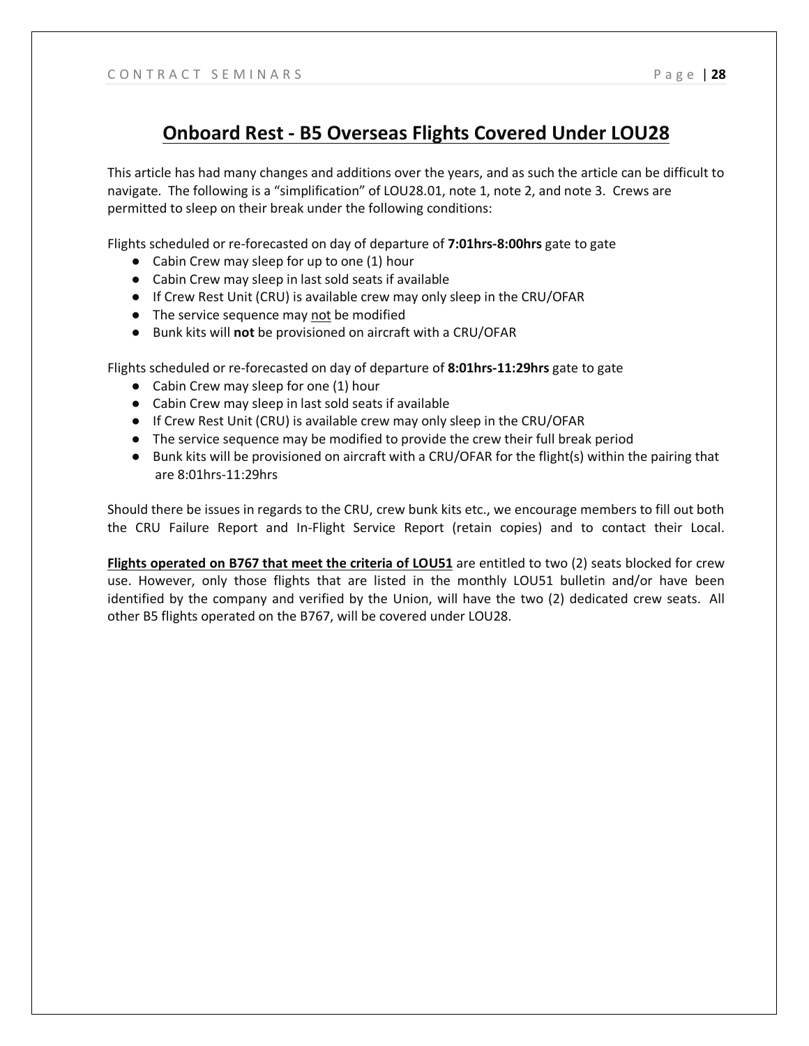# Onboard Rest - B5 Overseas Flights Covered Under LOU28

This article has had many changes and additions over the years, and as such the article can be difficult to navigate. The following is a "simplification" of LOU28.01, note 1, note 2, and note 3. Crews are permitted to sleep on their break under the following conditions:

Flights scheduled or re-forecasted on day of departure of **7:01hrs-8:00hrs** gate to gate

- Cabin Crew may sleep for up to one (1) hour
- Cabin Crew may sleep in last sold seats if available
- If Crew Rest Unit (CRU) is available crew may only sleep in the CRU/OFAR
- The service sequence may <u>not</u> be modified
- Bunk kits will **not** be provisioned on aircraft with a CRU/OFAR

Flights scheduled or re-forecasted on day of departure of **8:01hrs-11:29hrs** gate to gate

- Cabin Crew may sleep for one (1) hour
- Cabin Crew may sleep in last sold seats if available
- If Crew Rest Unit (CRU) is available crew may only sleep in the CRU/OFAR
- The service sequence may be modified to provide the crew their full break period
- Bunk kits will be provisioned on aircraft with a CRU/OFAR for the flight(s) within the pairing that are 8:01hrs-11:29hrs

Should there be issues in regards to the CRU, crew bunk kits etc., we encourage members to fill out both the CRU Failure Report and In-Flight Service Report (retain copies) and to contact their Local.

**<u>Flights operated on B767 that meet the criteria of LOU51</u>** are entitled to two (2) seats blocked for crew use. However, only those flights that are listed in the monthly LOU51 bulletin and/or have been identified by the company and verified by the Union, will have the two (2) dedicated crew seats. All other B5 flights operated on the B767, will be covered under LOU28.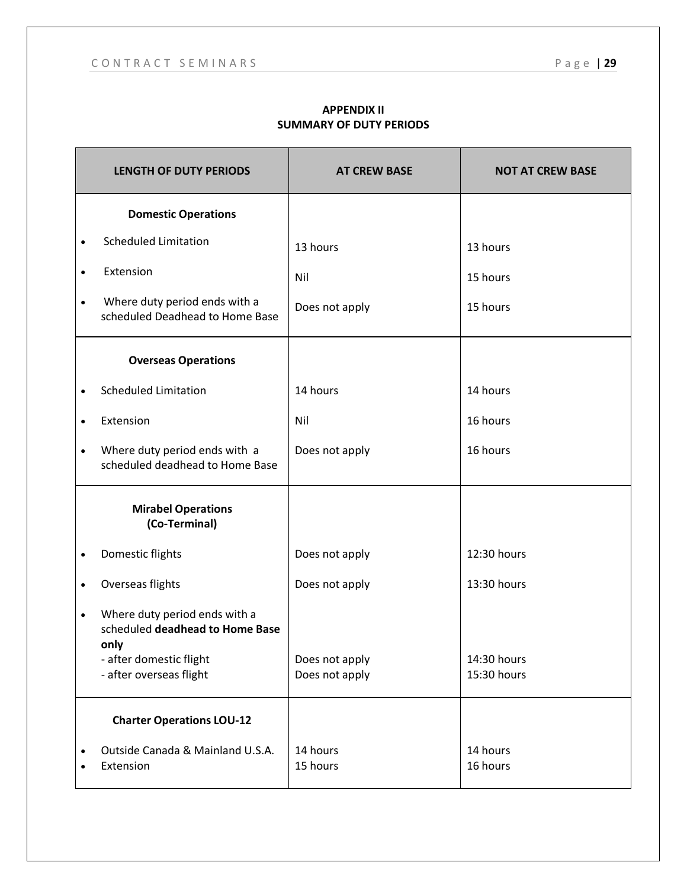## APPENDIX II
## SUMMARY OF DUTY PERIODS

| LENGTH OF DUTY PERIODS | AT CREW BASE | NOT AT CREW BASE |
|---|---|---|
| **Domestic Operations** | | |
| • Scheduled Limitation | 13 hours | 13 hours |
| • Extension | Nil | 15 hours |
| • Where duty period ends with a scheduled Deadhead to Home Base | Does not apply | 15 hours |
| **Overseas Operations** | | |
| • Scheduled Limitation | 14 hours | 14 hours |
| • Extension | Nil | 16 hours |
| • Where duty period ends with a scheduled deadhead to Home Base | Does not apply | 16 hours |
| **Mirabel Operations (Co-Terminal)** | | |
| • Domestic flights | Does not apply | 12:30 hours |
| • Overseas flights | Does not apply | 13:30 hours |
| • Where duty period ends with a scheduled **deadhead to Home Base only** | | |
| - after domestic flight | Does not apply | 14:30 hours |
| - after overseas flight | Does not apply | 15:30 hours |
| **Charter Operations LOU-12** | | |
| • Outside Canada & Mainland U.S.A. | 14 hours | 14 hours |
| • Extension | 15 hours | 16 hours |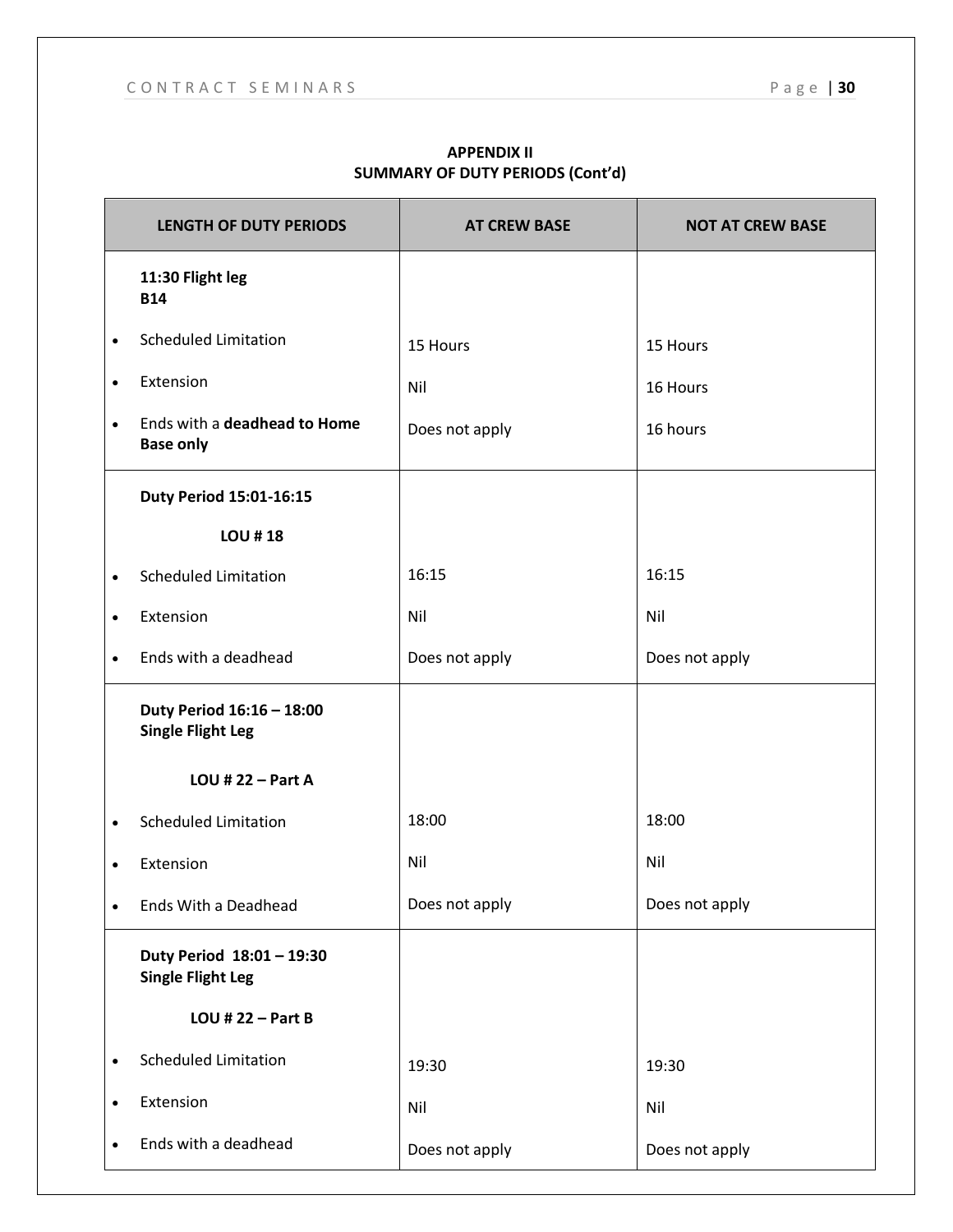**APPENDIX II**
**SUMMARY OF DUTY PERIODS (Cont'd)**

| LENGTH OF DUTY PERIODS | AT CREW BASE | NOT AT CREW BASE |
|---|---|---|
| **11:30 Flight leg** **B14** | | |
| • Scheduled Limitation | 15 Hours | 15 Hours |
| • Extension | Nil | 16 Hours |
| • Ends with a **deadhead to Home Base only** | Does not apply | 16 hours |
| **Duty Period 15:01-16:15** **LOU # 18** | | |
| • Scheduled Limitation | 16:15 | 16:15 |
| • Extension | Nil | Nil |
| • Ends with a deadhead | Does not apply | Does not apply |
| **Duty Period 16:16 – 18:00** **Single Flight Leg** **LOU # 22 – Part A** | | |
| • Scheduled Limitation | 18:00 | 18:00 |
| • Extension | Nil | Nil |
| • Ends With a Deadhead | Does not apply | Does not apply |
| **Duty Period 18:01 – 19:30** **Single Flight Leg** **LOU # 22 – Part B** | | |
| • Scheduled Limitation | 19:30 | 19:30 |
| • Extension | Nil | Nil |
| • Ends with a deadhead | Does not apply | Does not apply |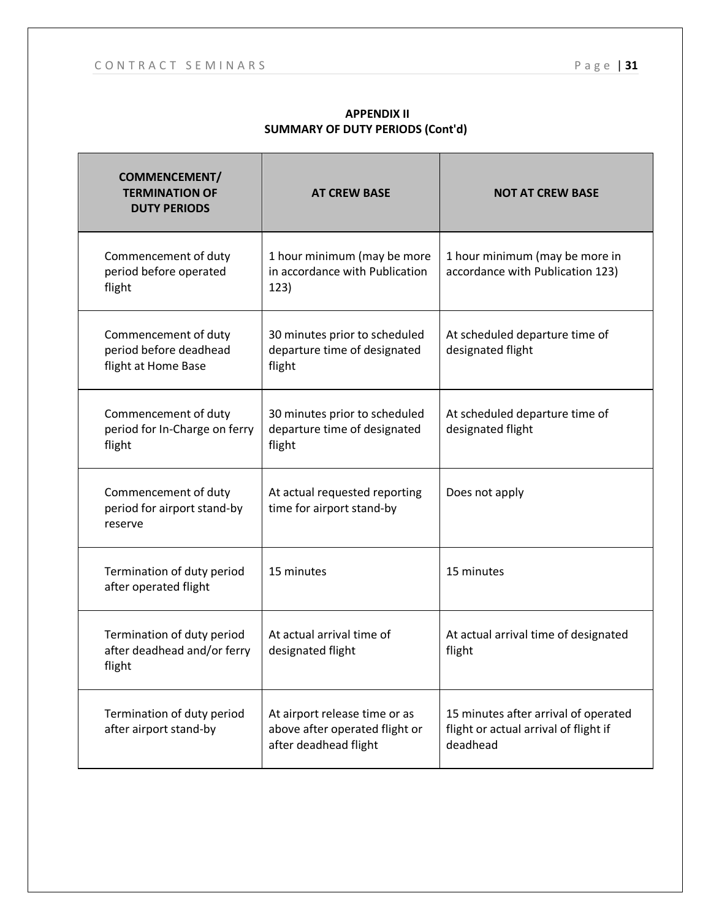**APPENDIX II**
**SUMMARY OF DUTY PERIODS (Cont'd)**

| COMMENCEMENT/ TERMINATION OF DUTY PERIODS | AT CREW BASE | NOT AT CREW BASE |
|---|---|---|
| Commencement of duty period before operated flight | 1 hour minimum (may be more in accordance with Publication 123) | 1 hour minimum (may be more in accordance with Publication 123) |
| Commencement of duty period before deadhead flight at Home Base | 30 minutes prior to scheduled departure time of designated flight | At scheduled departure time of designated flight |
| Commencement of duty period for In-Charge on ferry flight | 30 minutes prior to scheduled departure time of designated flight | At scheduled departure time of designated flight |
| Commencement of duty period for airport stand-by reserve | At actual requested reporting time for airport stand-by | Does not apply |
| Termination of duty period after operated flight | 15 minutes | 15 minutes |
| Termination of duty period after deadhead and/or ferry flight | At actual arrival time of designated flight | At actual arrival time of designated flight |
| Termination of duty period after airport stand-by | At airport release time or as above after operated flight or after deadhead flight | 15 minutes after arrival of operated flight or actual arrival of flight if deadhead |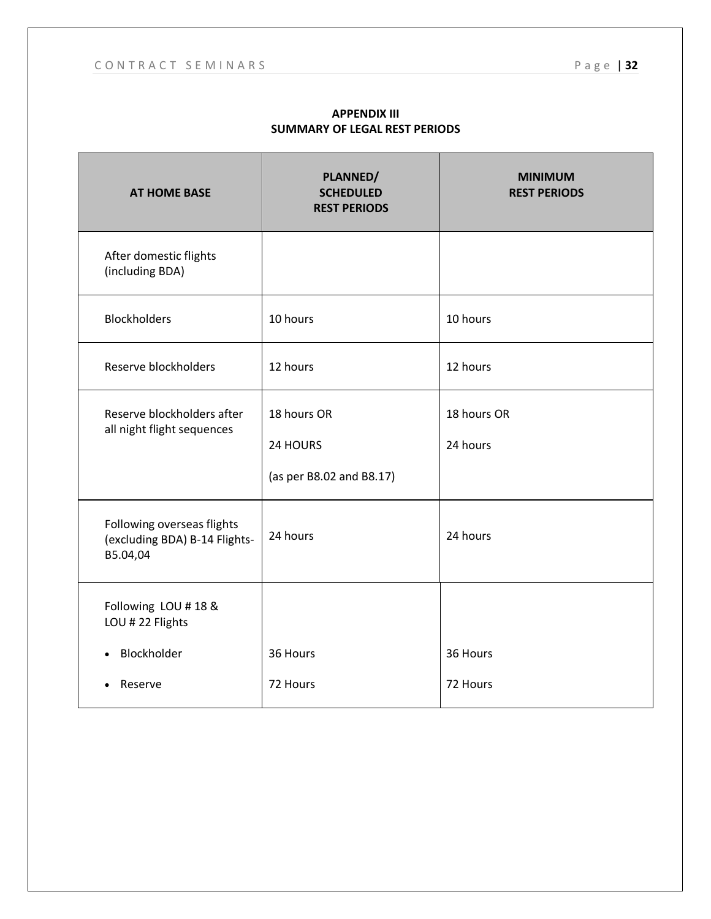## APPENDIX III
## SUMMARY OF LEGAL REST PERIODS

| AT HOME BASE | PLANNED/ SCHEDULED REST PERIODS | MINIMUM REST PERIODS |
|---|---|---|
| After domestic flights (including BDA) | | |
| Blockholders | 10 hours | 10 hours |
| Reserve blockholders | 12 hours | 12 hours |
| Reserve blockholders after all night flight sequences | 18 hours OR<br>24 HOURS<br>(as per B8.02 and B8.17) | 18 hours OR<br>24 hours |
| Following overseas flights (excluding BDA) B-14 Flights-B5.04,04 | 24 hours | 24 hours |
| Following LOU # 18 & LOU # 22 Flights | | |
| • Blockholder | 36 Hours | 36 Hours |
| • Reserve | 72 Hours | 72 Hours |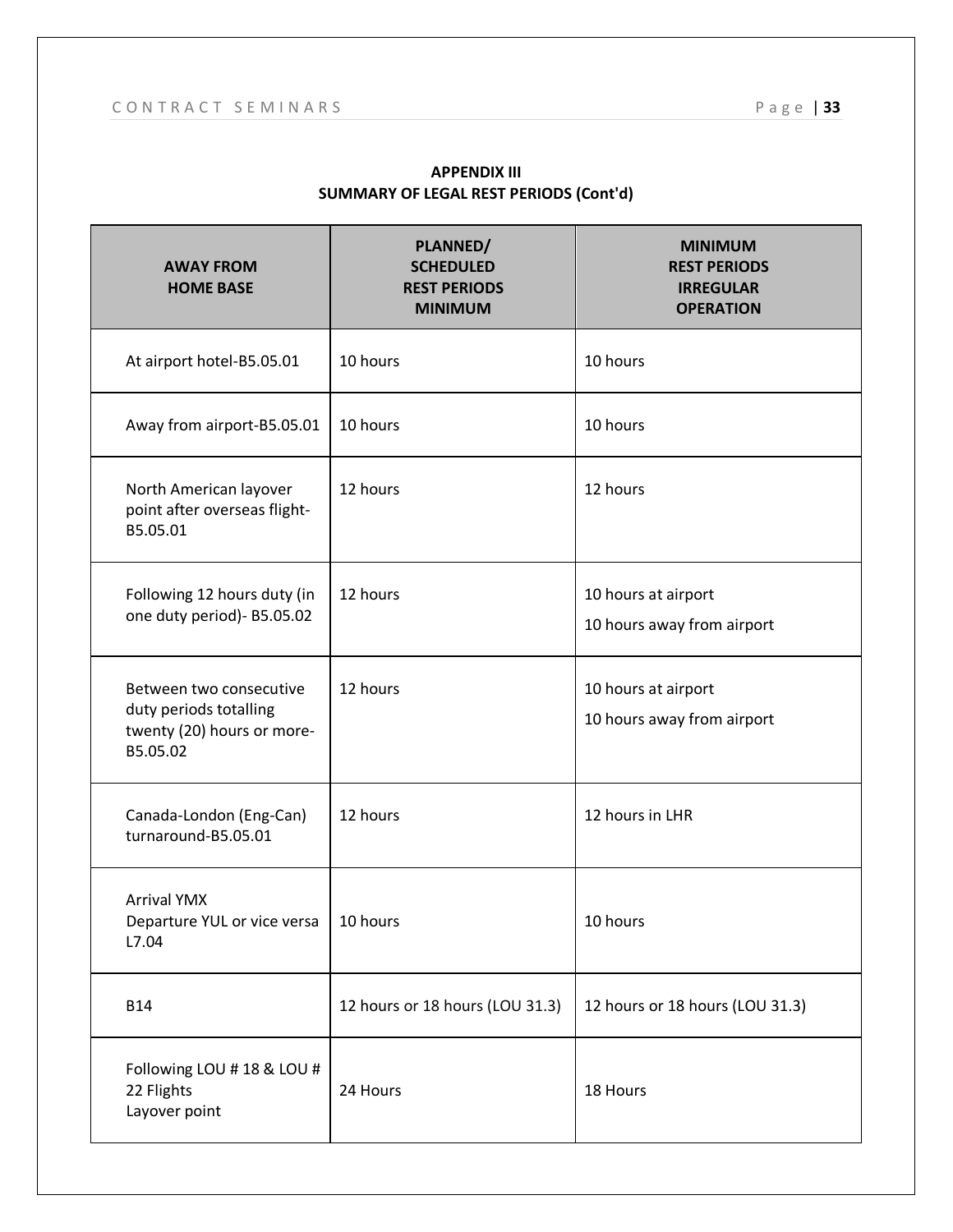## APPENDIX III
## SUMMARY OF LEGAL REST PERIODS (Cont'd)

| AWAY FROM HOME BASE | PLANNED/ SCHEDULED REST PERIODS MINIMUM | MINIMUM REST PERIODS IRREGULAR OPERATION |
|---|---|---|
| At airport hotel-B5.05.01 | 10 hours | 10 hours |
| Away from airport-B5.05.01 | 10 hours | 10 hours |
| North American layover point after overseas flight-B5.05.01 | 12 hours | 12 hours |
| Following 12 hours duty (in one duty period)- B5.05.02 | 12 hours | 10 hours at airport<br>10 hours away from airport |
| Between two consecutive duty periods totalling twenty (20) hours or more-B5.05.02 | 12 hours | 10 hours at airport<br>10 hours away from airport |
| Canada-London (Eng-Can) turnaround-B5.05.01 | 12 hours | 12 hours in LHR |
| Arrival YMX Departure YUL or vice versa L7.04 | 10 hours | 10 hours |
| B14 | 12 hours or 18 hours (LOU 31.3) | 12 hours or 18 hours (LOU 31.3) |
| Following LOU # 18 & LOU # 22 Flights Layover point | 24 Hours | 18 Hours |